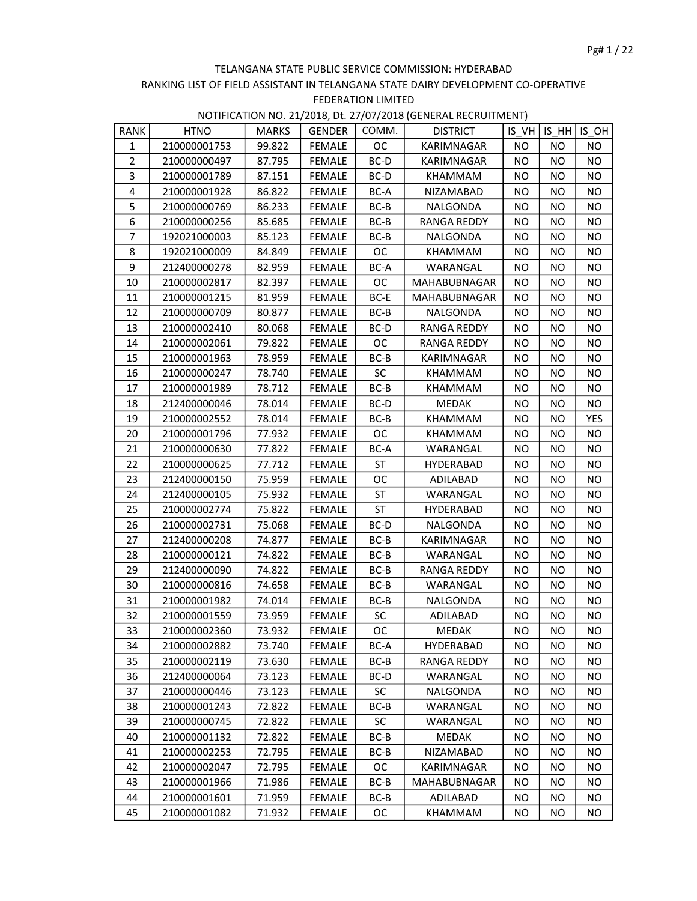TELANGANA STATE PUBLIC SERVICE COMMISSION: HYDERABAD

RANKING LIST OF FIELD ASSISTANT IN TELANGANA STATE DAIRY DEVELOPMENT CO-OPERATIVE FEDERATION LIMITED

NOTIFICATION NO. 21/2018, Dt. 27/07/2018 (GENERAL RECRUITMENT)

| RANK | HTNO | MARKS | GENDER | COMM. | DISTRICT | IS_VH | IS_HH | IS_OH |
|---|---|---|---|---|---|---|---|---|
| 1 | 210000001753 | 99.822 | FEMALE | OC | KARIMNAGAR | NO | NO | NO |
| 2 | 210000000497 | 87.795 | FEMALE | BC-D | KARIMNAGAR | NO | NO | NO |
| 3 | 210000001789 | 87.151 | FEMALE | BC-D | KHAMMAM | NO | NO | NO |
| 4 | 210000001928 | 86.822 | FEMALE | BC-A | NIZAMABAD | NO | NO | NO |
| 5 | 210000000769 | 86.233 | FEMALE | BC-B | NALGONDA | NO | NO | NO |
| 6 | 210000000256 | 85.685 | FEMALE | BC-B | RANGA REDDY | NO | NO | NO |
| 7 | 192021000003 | 85.123 | FEMALE | BC-B | NALGONDA | NO | NO | NO |
| 8 | 192021000009 | 84.849 | FEMALE | OC | KHAMMAM | NO | NO | NO |
| 9 | 212400000278 | 82.959 | FEMALE | BC-A | WARANGAL | NO | NO | NO |
| 10 | 210000002817 | 82.397 | FEMALE | OC | MAHABUBNAGAR | NO | NO | NO |
| 11 | 210000001215 | 81.959 | FEMALE | BC-E | MAHABUBNAGAR | NO | NO | NO |
| 12 | 210000000709 | 80.877 | FEMALE | BC-B | NALGONDA | NO | NO | NO |
| 13 | 210000002410 | 80.068 | FEMALE | BC-D | RANGA REDDY | NO | NO | NO |
| 14 | 210000002061 | 79.822 | FEMALE | OC | RANGA REDDY | NO | NO | NO |
| 15 | 210000001963 | 78.959 | FEMALE | BC-B | KARIMNAGAR | NO | NO | NO |
| 16 | 210000000247 | 78.740 | FEMALE | SC | KHAMMAM | NO | NO | NO |
| 17 | 210000001989 | 78.712 | FEMALE | BC-B | KHAMMAM | NO | NO | NO |
| 18 | 212400000046 | 78.014 | FEMALE | BC-D | MEDAK | NO | NO | NO |
| 19 | 210000002552 | 78.014 | FEMALE | BC-B | KHAMMAM | NO | NO | YES |
| 20 | 210000001796 | 77.932 | FEMALE | OC | KHAMMAM | NO | NO | NO |
| 21 | 210000000630 | 77.822 | FEMALE | BC-A | WARANGAL | NO | NO | NO |
| 22 | 210000000625 | 77.712 | FEMALE | ST | HYDERABAD | NO | NO | NO |
| 23 | 212400000150 | 75.959 | FEMALE | OC | ADILABAD | NO | NO | NO |
| 24 | 212400000105 | 75.932 | FEMALE | ST | WARANGAL | NO | NO | NO |
| 25 | 210000002774 | 75.822 | FEMALE | ST | HYDERABAD | NO | NO | NO |
| 26 | 210000002731 | 75.068 | FEMALE | BC-D | NALGONDA | NO | NO | NO |
| 27 | 212400000208 | 74.877 | FEMALE | BC-B | KARIMNAGAR | NO | NO | NO |
| 28 | 210000000121 | 74.822 | FEMALE | BC-B | WARANGAL | NO | NO | NO |
| 29 | 212400000090 | 74.822 | FEMALE | BC-B | RANGA REDDY | NO | NO | NO |
| 30 | 210000000816 | 74.658 | FEMALE | BC-B | WARANGAL | NO | NO | NO |
| 31 | 210000001982 | 74.014 | FEMALE | BC-B | NALGONDA | NO | NO | NO |
| 32 | 210000001559 | 73.959 | FEMALE | SC | ADILABAD | NO | NO | NO |
| 33 | 210000002360 | 73.932 | FEMALE | OC | MEDAK | NO | NO | NO |
| 34 | 210000002882 | 73.740 | FEMALE | BC-A | HYDERABAD | NO | NO | NO |
| 35 | 210000002119 | 73.630 | FEMALE | BC-B | RANGA REDDY | NO | NO | NO |
| 36 | 212400000064 | 73.123 | FEMALE | BC-D | WARANGAL | NO | NO | NO |
| 37 | 210000000446 | 73.123 | FEMALE | SC | NALGONDA | NO | NO | NO |
| 38 | 210000001243 | 72.822 | FEMALE | BC-B | WARANGAL | NO | NO | NO |
| 39 | 210000000745 | 72.822 | FEMALE | SC | WARANGAL | NO | NO | NO |
| 40 | 210000001132 | 72.822 | FEMALE | BC-B | MEDAK | NO | NO | NO |
| 41 | 210000002253 | 72.795 | FEMALE | BC-B | NIZAMABAD | NO | NO | NO |
| 42 | 210000002047 | 72.795 | FEMALE | OC | KARIMNAGAR | NO | NO | NO |
| 43 | 210000001966 | 71.986 | FEMALE | BC-B | MAHABUBNAGAR | NO | NO | NO |
| 44 | 210000001601 | 71.959 | FEMALE | BC-B | ADILABAD | NO | NO | NO |
| 45 | 210000001082 | 71.932 | FEMALE | OC | KHAMMAM | NO | NO | NO |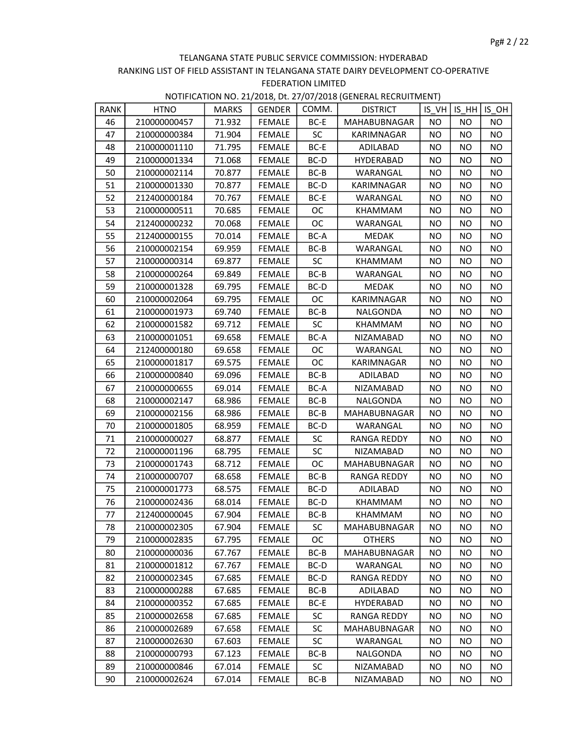TELANGANA STATE PUBLIC SERVICE COMMISSION: HYDERABAD

RANKING LIST OF FIELD ASSISTANT IN TELANGANA STATE DAIRY DEVELOPMENT CO-OPERATIVE FEDERATION LIMITED

NOTIFICATION NO. 21/2018, Dt. 27/07/2018 (GENERAL RECRUITMENT)

| RANK | HTNO | MARKS | GENDER | COMM. | DISTRICT | IS_VH | IS_HH | IS_OH |
|---|---|---|---|---|---|---|---|---|
| 46 | 210000000457 | 71.932 | FEMALE | BC-E | MAHABUBNAGAR | NO | NO | NO |
| 47 | 210000000384 | 71.904 | FEMALE | SC | KARIMNAGAR | NO | NO | NO |
| 48 | 210000001110 | 71.795 | FEMALE | BC-E | ADILABAD | NO | NO | NO |
| 49 | 210000001334 | 71.068 | FEMALE | BC-D | HYDERABAD | NO | NO | NO |
| 50 | 210000002114 | 70.877 | FEMALE | BC-B | WARANGAL | NO | NO | NO |
| 51 | 210000001330 | 70.877 | FEMALE | BC-D | KARIMNAGAR | NO | NO | NO |
| 52 | 212400000184 | 70.767 | FEMALE | BC-E | WARANGAL | NO | NO | NO |
| 53 | 210000000511 | 70.685 | FEMALE | OC | KHAMMAM | NO | NO | NO |
| 54 | 212400000232 | 70.068 | FEMALE | OC | WARANGAL | NO | NO | NO |
| 55 | 212400000155 | 70.014 | FEMALE | BC-A | MEDAK | NO | NO | NO |
| 56 | 210000002154 | 69.959 | FEMALE | BC-B | WARANGAL | NO | NO | NO |
| 57 | 210000000314 | 69.877 | FEMALE | SC | KHAMMAM | NO | NO | NO |
| 58 | 210000000264 | 69.849 | FEMALE | BC-B | WARANGAL | NO | NO | NO |
| 59 | 210000001328 | 69.795 | FEMALE | BC-D | MEDAK | NO | NO | NO |
| 60 | 210000002064 | 69.795 | FEMALE | OC | KARIMNAGAR | NO | NO | NO |
| 61 | 210000001973 | 69.740 | FEMALE | BC-B | NALGONDA | NO | NO | NO |
| 62 | 210000001582 | 69.712 | FEMALE | SC | KHAMMAM | NO | NO | NO |
| 63 | 210000001051 | 69.658 | FEMALE | BC-A | NIZAMABAD | NO | NO | NO |
| 64 | 212400000180 | 69.658 | FEMALE | OC | WARANGAL | NO | NO | NO |
| 65 | 210000001817 | 69.575 | FEMALE | OC | KARIMNAGAR | NO | NO | NO |
| 66 | 210000000840 | 69.096 | FEMALE | BC-B | ADILABAD | NO | NO | NO |
| 67 | 210000000655 | 69.014 | FEMALE | BC-A | NIZAMABAD | NO | NO | NO |
| 68 | 210000002147 | 68.986 | FEMALE | BC-B | NALGONDA | NO | NO | NO |
| 69 | 210000002156 | 68.986 | FEMALE | BC-B | MAHABUBNAGAR | NO | NO | NO |
| 70 | 210000001805 | 68.959 | FEMALE | BC-D | WARANGAL | NO | NO | NO |
| 71 | 210000000027 | 68.877 | FEMALE | SC | RANGA REDDY | NO | NO | NO |
| 72 | 210000001196 | 68.795 | FEMALE | SC | NIZAMABAD | NO | NO | NO |
| 73 | 210000001743 | 68.712 | FEMALE | OC | MAHABUBNAGAR | NO | NO | NO |
| 74 | 210000000707 | 68.658 | FEMALE | BC-B | RANGA REDDY | NO | NO | NO |
| 75 | 210000001773 | 68.575 | FEMALE | BC-D | ADILABAD | NO | NO | NO |
| 76 | 210000002436 | 68.014 | FEMALE | BC-D | KHAMMAM | NO | NO | NO |
| 77 | 212400000045 | 67.904 | FEMALE | BC-B | KHAMMAM | NO | NO | NO |
| 78 | 210000002305 | 67.904 | FEMALE | SC | MAHABUBNAGAR | NO | NO | NO |
| 79 | 210000002835 | 67.795 | FEMALE | OC | OTHERS | NO | NO | NO |
| 80 | 210000000036 | 67.767 | FEMALE | BC-B | MAHABUBNAGAR | NO | NO | NO |
| 81 | 210000001812 | 67.767 | FEMALE | BC-D | WARANGAL | NO | NO | NO |
| 82 | 210000002345 | 67.685 | FEMALE | BC-D | RANGA REDDY | NO | NO | NO |
| 83 | 210000000288 | 67.685 | FEMALE | BC-B | ADILABAD | NO | NO | NO |
| 84 | 210000000352 | 67.685 | FEMALE | BC-E | HYDERABAD | NO | NO | NO |
| 85 | 210000002658 | 67.685 | FEMALE | SC | RANGA REDDY | NO | NO | NO |
| 86 | 210000002689 | 67.658 | FEMALE | SC | MAHABUBNAGAR | NO | NO | NO |
| 87 | 210000002630 | 67.603 | FEMALE | SC | WARANGAL | NO | NO | NO |
| 88 | 210000000793 | 67.123 | FEMALE | BC-B | NALGONDA | NO | NO | NO |
| 89 | 210000000846 | 67.014 | FEMALE | SC | NIZAMABAD | NO | NO | NO |
| 90 | 210000002624 | 67.014 | FEMALE | BC-B | NIZAMABAD | NO | NO | NO |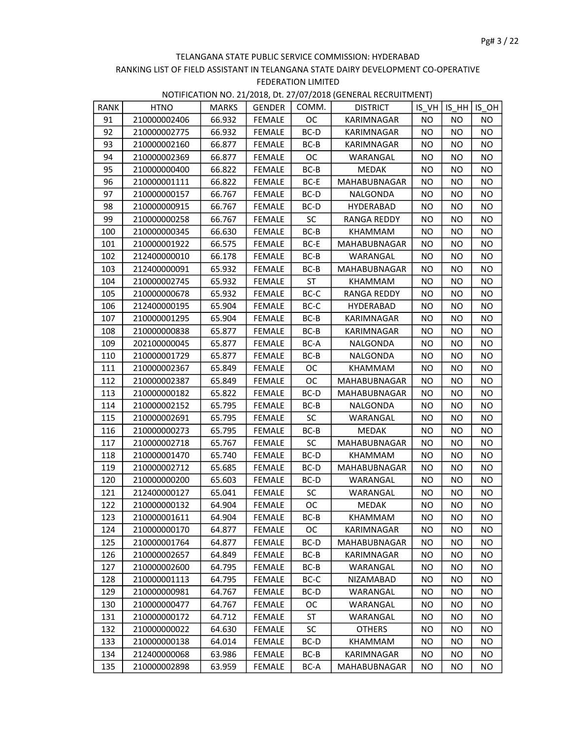TELANGANA STATE PUBLIC SERVICE COMMISSION: HYDERABAD

RANKING LIST OF FIELD ASSISTANT IN TELANGANA STATE DAIRY DEVELOPMENT CO-OPERATIVE FEDERATION LIMITED

NOTIFICATION NO. 21/2018, Dt. 27/07/2018 (GENERAL RECRUITMENT)

| RANK | HTNO | MARKS | GENDER | COMM. | DISTRICT | IS_VH | IS_HH | IS_OH |
|---|---|---|---|---|---|---|---|---|
| 91 | 210000002406 | 66.932 | FEMALE | OC | KARIMNAGAR | NO | NO | NO |
| 92 | 210000002775 | 66.932 | FEMALE | BC-D | KARIMNAGAR | NO | NO | NO |
| 93 | 210000002160 | 66.877 | FEMALE | BC-B | KARIMNAGAR | NO | NO | NO |
| 94 | 210000002369 | 66.877 | FEMALE | OC | WARANGAL | NO | NO | NO |
| 95 | 210000000400 | 66.822 | FEMALE | BC-B | MEDAK | NO | NO | NO |
| 96 | 210000001111 | 66.822 | FEMALE | BC-E | MAHABUBNAGAR | NO | NO | NO |
| 97 | 210000000157 | 66.767 | FEMALE | BC-D | NALGONDA | NO | NO | NO |
| 98 | 210000000915 | 66.767 | FEMALE | BC-D | HYDERABAD | NO | NO | NO |
| 99 | 210000000258 | 66.767 | FEMALE | SC | RANGA REDDY | NO | NO | NO |
| 100 | 210000000345 | 66.630 | FEMALE | BC-B | KHAMMAM | NO | NO | NO |
| 101 | 210000001922 | 66.575 | FEMALE | BC-E | MAHABUBNAGAR | NO | NO | NO |
| 102 | 212400000010 | 66.178 | FEMALE | BC-B | WARANGAL | NO | NO | NO |
| 103 | 212400000091 | 65.932 | FEMALE | BC-B | MAHABUBNAGAR | NO | NO | NO |
| 104 | 210000002745 | 65.932 | FEMALE | ST | KHAMMAM | NO | NO | NO |
| 105 | 210000000678 | 65.932 | FEMALE | BC-C | RANGA REDDY | NO | NO | NO |
| 106 | 212400000195 | 65.904 | FEMALE | BC-C | HYDERABAD | NO | NO | NO |
| 107 | 210000001295 | 65.904 | FEMALE | BC-B | KARIMNAGAR | NO | NO | NO |
| 108 | 210000000838 | 65.877 | FEMALE | BC-B | KARIMNAGAR | NO | NO | NO |
| 109 | 202100000045 | 65.877 | FEMALE | BC-A | NALGONDA | NO | NO | NO |
| 110 | 210000001729 | 65.877 | FEMALE | BC-B | NALGONDA | NO | NO | NO |
| 111 | 210000002367 | 65.849 | FEMALE | OC | KHAMMAM | NO | NO | NO |
| 112 | 210000002387 | 65.849 | FEMALE | OC | MAHABUBNAGAR | NO | NO | NO |
| 113 | 210000000182 | 65.822 | FEMALE | BC-D | MAHABUBNAGAR | NO | NO | NO |
| 114 | 210000002152 | 65.795 | FEMALE | BC-B | NALGONDA | NO | NO | NO |
| 115 | 210000002691 | 65.795 | FEMALE | SC | WARANGAL | NO | NO | NO |
| 116 | 210000000273 | 65.795 | FEMALE | BC-B | MEDAK | NO | NO | NO |
| 117 | 210000002718 | 65.767 | FEMALE | SC | MAHABUBNAGAR | NO | NO | NO |
| 118 | 210000001470 | 65.740 | FEMALE | BC-D | KHAMMAM | NO | NO | NO |
| 119 | 210000002712 | 65.685 | FEMALE | BC-D | MAHABUBNAGAR | NO | NO | NO |
| 120 | 210000000200 | 65.603 | FEMALE | BC-D | WARANGAL | NO | NO | NO |
| 121 | 212400000127 | 65.041 | FEMALE | SC | WARANGAL | NO | NO | NO |
| 122 | 210000000132 | 64.904 | FEMALE | OC | MEDAK | NO | NO | NO |
| 123 | 210000001611 | 64.904 | FEMALE | BC-B | KHAMMAM | NO | NO | NO |
| 124 | 210000000170 | 64.877 | FEMALE | OC | KARIMNAGAR | NO | NO | NO |
| 125 | 210000001764 | 64.877 | FEMALE | BC-D | MAHABUBNAGAR | NO | NO | NO |
| 126 | 210000002657 | 64.849 | FEMALE | BC-B | KARIMNAGAR | NO | NO | NO |
| 127 | 210000002600 | 64.795 | FEMALE | BC-B | WARANGAL | NO | NO | NO |
| 128 | 210000001113 | 64.795 | FEMALE | BC-C | NIZAMABAD | NO | NO | NO |
| 129 | 210000000981 | 64.767 | FEMALE | BC-D | WARANGAL | NO | NO | NO |
| 130 | 210000000477 | 64.767 | FEMALE | OC | WARANGAL | NO | NO | NO |
| 131 | 210000000172 | 64.712 | FEMALE | ST | WARANGAL | NO | NO | NO |
| 132 | 210000000022 | 64.630 | FEMALE | SC | OTHERS | NO | NO | NO |
| 133 | 210000000138 | 64.014 | FEMALE | BC-D | KHAMMAM | NO | NO | NO |
| 134 | 212400000068 | 63.986 | FEMALE | BC-B | KARIMNAGAR | NO | NO | NO |
| 135 | 210000002898 | 63.959 | FEMALE | BC-A | MAHABUBNAGAR | NO | NO | NO |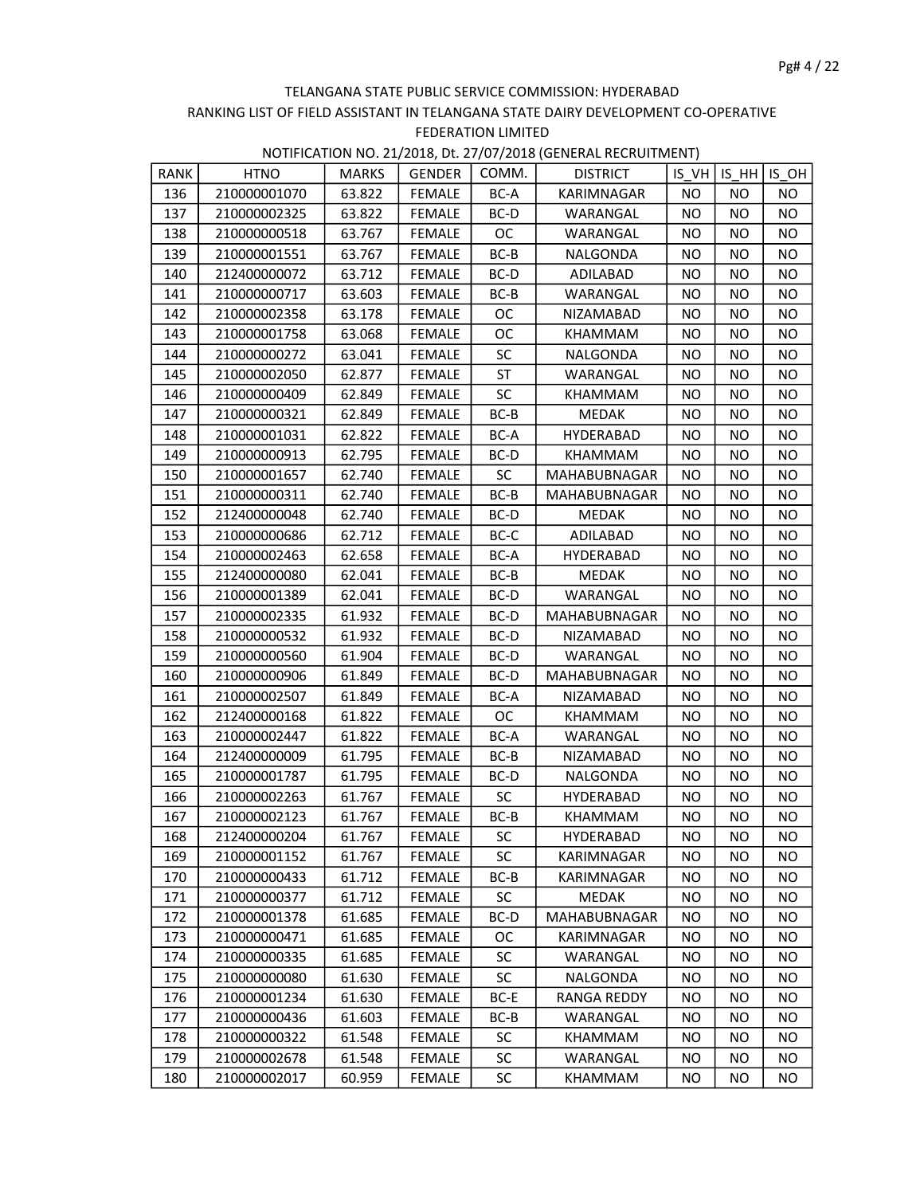TELANGANA STATE PUBLIC SERVICE COMMISSION: HYDERABAD

RANKING LIST OF FIELD ASSISTANT IN TELANGANA STATE DAIRY DEVELOPMENT CO-OPERATIVE FEDERATION LIMITED

NOTIFICATION NO. 21/2018, Dt. 27/07/2018 (GENERAL RECRUITMENT)

| RANK | HTNO | MARKS | GENDER | COMM. | DISTRICT | IS_VH | IS_HH | IS_OH |
|---|---|---|---|---|---|---|---|---|
| 136 | 210000001070 | 63.822 | FEMALE | BC-A | KARIMNAGAR | NO | NO | NO |
| 137 | 210000002325 | 63.822 | FEMALE | BC-D | WARANGAL | NO | NO | NO |
| 138 | 210000000518 | 63.767 | FEMALE | OC | WARANGAL | NO | NO | NO |
| 139 | 210000001551 | 63.767 | FEMALE | BC-B | NALGONDA | NO | NO | NO |
| 140 | 212400000072 | 63.712 | FEMALE | BC-D | ADILABAD | NO | NO | NO |
| 141 | 210000000717 | 63.603 | FEMALE | BC-B | WARANGAL | NO | NO | NO |
| 142 | 210000002358 | 63.178 | FEMALE | OC | NIZAMABAD | NO | NO | NO |
| 143 | 210000001758 | 63.068 | FEMALE | OC | KHAMMAM | NO | NO | NO |
| 144 | 210000000272 | 63.041 | FEMALE | SC | NALGONDA | NO | NO | NO |
| 145 | 210000002050 | 62.877 | FEMALE | ST | WARANGAL | NO | NO | NO |
| 146 | 210000000409 | 62.849 | FEMALE | SC | KHAMMAM | NO | NO | NO |
| 147 | 210000000321 | 62.849 | FEMALE | BC-B | MEDAK | NO | NO | NO |
| 148 | 210000001031 | 62.822 | FEMALE | BC-A | HYDERABAD | NO | NO | NO |
| 149 | 210000000913 | 62.795 | FEMALE | BC-D | KHAMMAM | NO | NO | NO |
| 150 | 210000001657 | 62.740 | FEMALE | SC | MAHABUBNAGAR | NO | NO | NO |
| 151 | 210000000311 | 62.740 | FEMALE | BC-B | MAHABUBNAGAR | NO | NO | NO |
| 152 | 212400000048 | 62.740 | FEMALE | BC-D | MEDAK | NO | NO | NO |
| 153 | 210000000686 | 62.712 | FEMALE | BC-C | ADILABAD | NO | NO | NO |
| 154 | 210000002463 | 62.658 | FEMALE | BC-A | HYDERABAD | NO | NO | NO |
| 155 | 212400000080 | 62.041 | FEMALE | BC-B | MEDAK | NO | NO | NO |
| 156 | 210000001389 | 62.041 | FEMALE | BC-D | WARANGAL | NO | NO | NO |
| 157 | 210000002335 | 61.932 | FEMALE | BC-D | MAHABUBNAGAR | NO | NO | NO |
| 158 | 210000000532 | 61.932 | FEMALE | BC-D | NIZAMABAD | NO | NO | NO |
| 159 | 210000000560 | 61.904 | FEMALE | BC-D | WARANGAL | NO | NO | NO |
| 160 | 210000000906 | 61.849 | FEMALE | BC-D | MAHABUBNAGAR | NO | NO | NO |
| 161 | 210000002507 | 61.849 | FEMALE | BC-A | NIZAMABAD | NO | NO | NO |
| 162 | 212400000168 | 61.822 | FEMALE | OC | KHAMMAM | NO | NO | NO |
| 163 | 210000002447 | 61.822 | FEMALE | BC-A | WARANGAL | NO | NO | NO |
| 164 | 212400000009 | 61.795 | FEMALE | BC-B | NIZAMABAD | NO | NO | NO |
| 165 | 210000001787 | 61.795 | FEMALE | BC-D | NALGONDA | NO | NO | NO |
| 166 | 210000002263 | 61.767 | FEMALE | SC | HYDERABAD | NO | NO | NO |
| 167 | 210000002123 | 61.767 | FEMALE | BC-B | KHAMMAM | NO | NO | NO |
| 168 | 212400000204 | 61.767 | FEMALE | SC | HYDERABAD | NO | NO | NO |
| 169 | 210000001152 | 61.767 | FEMALE | SC | KARIMNAGAR | NO | NO | NO |
| 170 | 210000000433 | 61.712 | FEMALE | BC-B | KARIMNAGAR | NO | NO | NO |
| 171 | 210000000377 | 61.712 | FEMALE | SC | MEDAK | NO | NO | NO |
| 172 | 210000001378 | 61.685 | FEMALE | BC-D | MAHABUBNAGAR | NO | NO | NO |
| 173 | 210000000471 | 61.685 | FEMALE | OC | KARIMNAGAR | NO | NO | NO |
| 174 | 210000000335 | 61.685 | FEMALE | SC | WARANGAL | NO | NO | NO |
| 175 | 210000000080 | 61.630 | FEMALE | SC | NALGONDA | NO | NO | NO |
| 176 | 210000001234 | 61.630 | FEMALE | BC-E | RANGA REDDY | NO | NO | NO |
| 177 | 210000000436 | 61.603 | FEMALE | BC-B | WARANGAL | NO | NO | NO |
| 178 | 210000000322 | 61.548 | FEMALE | SC | KHAMMAM | NO | NO | NO |
| 179 | 210000002678 | 61.548 | FEMALE | SC | WARANGAL | NO | NO | NO |
| 180 | 210000002017 | 60.959 | FEMALE | SC | KHAMMAM | NO | NO | NO |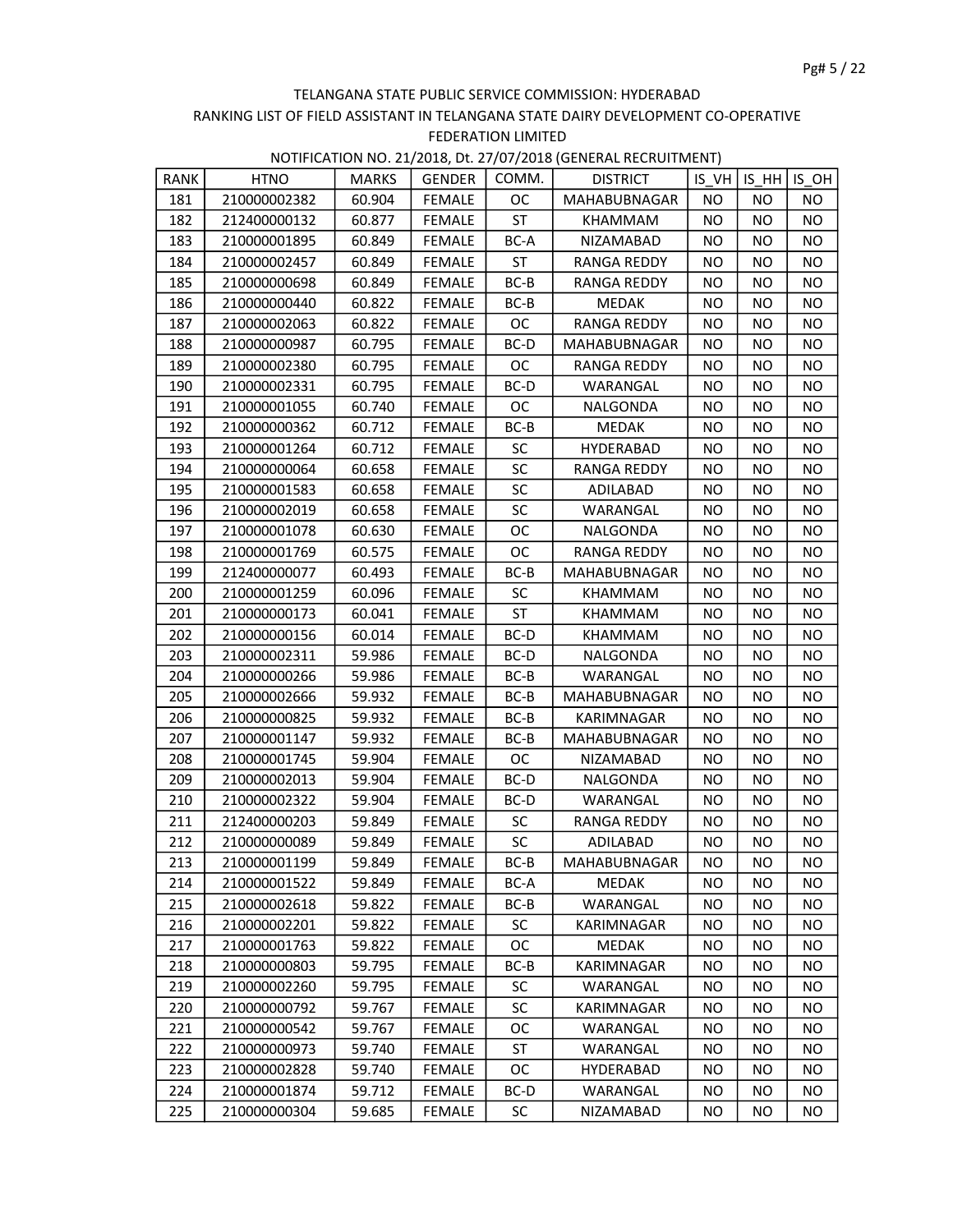TELANGANA STATE PUBLIC SERVICE COMMISSION: HYDERABAD

RANKING LIST OF FIELD ASSISTANT IN TELANGANA STATE DAIRY DEVELOPMENT CO-OPERATIVE FEDERATION LIMITED

NOTIFICATION NO. 21/2018, Dt. 27/07/2018 (GENERAL RECRUITMENT)

| RANK | HTNO | MARKS | GENDER | COMM. | DISTRICT | IS_VH | IS_HH | IS_OH |
|---|---|---|---|---|---|---|---|---|
| 181 | 210000002382 | 60.904 | FEMALE | OC | MAHABUBNAGAR | NO | NO | NO |
| 182 | 212400000132 | 60.877 | FEMALE | ST | KHAMMAM | NO | NO | NO |
| 183 | 210000001895 | 60.849 | FEMALE | BC-A | NIZAMABAD | NO | NO | NO |
| 184 | 210000002457 | 60.849 | FEMALE | ST | RANGA REDDY | NO | NO | NO |
| 185 | 210000000698 | 60.849 | FEMALE | BC-B | RANGA REDDY | NO | NO | NO |
| 186 | 210000000440 | 60.822 | FEMALE | BC-B | MEDAK | NO | NO | NO |
| 187 | 210000002063 | 60.822 | FEMALE | OC | RANGA REDDY | NO | NO | NO |
| 188 | 210000000987 | 60.795 | FEMALE | BC-D | MAHABUBNAGAR | NO | NO | NO |
| 189 | 210000002380 | 60.795 | FEMALE | OC | RANGA REDDY | NO | NO | NO |
| 190 | 210000002331 | 60.795 | FEMALE | BC-D | WARANGAL | NO | NO | NO |
| 191 | 210000001055 | 60.740 | FEMALE | OC | NALGONDA | NO | NO | NO |
| 192 | 210000000362 | 60.712 | FEMALE | BC-B | MEDAK | NO | NO | NO |
| 193 | 210000001264 | 60.712 | FEMALE | SC | HYDERABAD | NO | NO | NO |
| 194 | 210000000064 | 60.658 | FEMALE | SC | RANGA REDDY | NO | NO | NO |
| 195 | 210000001583 | 60.658 | FEMALE | SC | ADILABAD | NO | NO | NO |
| 196 | 210000002019 | 60.658 | FEMALE | SC | WARANGAL | NO | NO | NO |
| 197 | 210000001078 | 60.630 | FEMALE | OC | NALGONDA | NO | NO | NO |
| 198 | 210000001769 | 60.575 | FEMALE | OC | RANGA REDDY | NO | NO | NO |
| 199 | 212400000077 | 60.493 | FEMALE | BC-B | MAHABUBNAGAR | NO | NO | NO |
| 200 | 210000001259 | 60.096 | FEMALE | SC | KHAMMAM | NO | NO | NO |
| 201 | 210000000173 | 60.041 | FEMALE | ST | KHAMMAM | NO | NO | NO |
| 202 | 210000000156 | 60.014 | FEMALE | BC-D | KHAMMAM | NO | NO | NO |
| 203 | 210000002311 | 59.986 | FEMALE | BC-D | NALGONDA | NO | NO | NO |
| 204 | 210000000266 | 59.986 | FEMALE | BC-B | WARANGAL | NO | NO | NO |
| 205 | 210000002666 | 59.932 | FEMALE | BC-B | MAHABUBNAGAR | NO | NO | NO |
| 206 | 210000000825 | 59.932 | FEMALE | BC-B | KARIMNAGAR | NO | NO | NO |
| 207 | 210000001147 | 59.932 | FEMALE | BC-B | MAHABUBNAGAR | NO | NO | NO |
| 208 | 210000001745 | 59.904 | FEMALE | OC | NIZAMABAD | NO | NO | NO |
| 209 | 210000002013 | 59.904 | FEMALE | BC-D | NALGONDA | NO | NO | NO |
| 210 | 210000002322 | 59.904 | FEMALE | BC-D | WARANGAL | NO | NO | NO |
| 211 | 212400000203 | 59.849 | FEMALE | SC | RANGA REDDY | NO | NO | NO |
| 212 | 210000000089 | 59.849 | FEMALE | SC | ADILABAD | NO | NO | NO |
| 213 | 210000001199 | 59.849 | FEMALE | BC-B | MAHABUBNAGAR | NO | NO | NO |
| 214 | 210000001522 | 59.849 | FEMALE | BC-A | MEDAK | NO | NO | NO |
| 215 | 210000002618 | 59.822 | FEMALE | BC-B | WARANGAL | NO | NO | NO |
| 216 | 210000002201 | 59.822 | FEMALE | SC | KARIMNAGAR | NO | NO | NO |
| 217 | 210000001763 | 59.822 | FEMALE | OC | MEDAK | NO | NO | NO |
| 218 | 210000000803 | 59.795 | FEMALE | BC-B | KARIMNAGAR | NO | NO | NO |
| 219 | 210000002260 | 59.795 | FEMALE | SC | WARANGAL | NO | NO | NO |
| 220 | 210000000792 | 59.767 | FEMALE | SC | KARIMNAGAR | NO | NO | NO |
| 221 | 210000000542 | 59.767 | FEMALE | OC | WARANGAL | NO | NO | NO |
| 222 | 210000000973 | 59.740 | FEMALE | ST | WARANGAL | NO | NO | NO |
| 223 | 210000002828 | 59.740 | FEMALE | OC | HYDERABAD | NO | NO | NO |
| 224 | 210000001874 | 59.712 | FEMALE | BC-D | WARANGAL | NO | NO | NO |
| 225 | 210000000304 | 59.685 | FEMALE | SC | NIZAMABAD | NO | NO | NO |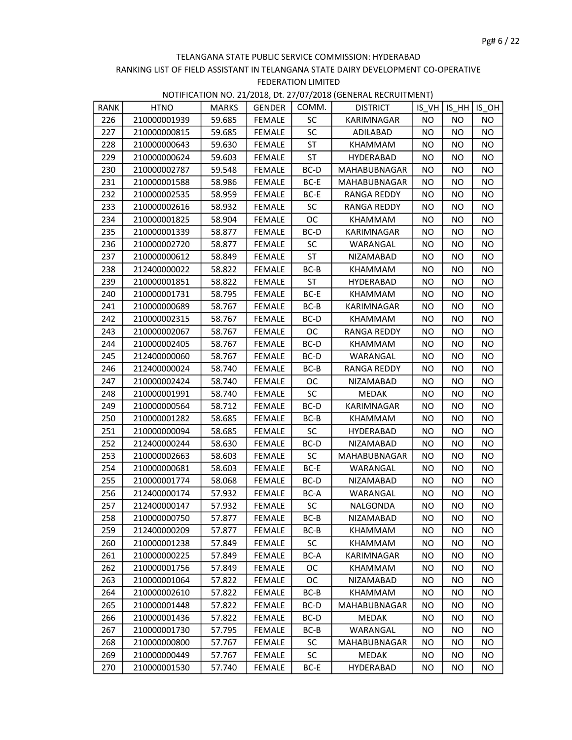TELANGANA STATE PUBLIC SERVICE COMMISSION: HYDERABAD

RANKING LIST OF FIELD ASSISTANT IN TELANGANA STATE DAIRY DEVELOPMENT CO-OPERATIVE FEDERATION LIMITED

NOTIFICATION NO. 21/2018, Dt. 27/07/2018 (GENERAL RECRUITMENT)

| RANK | HTNO | MARKS | GENDER | COMM. | DISTRICT | IS_VH | IS_HH | IS_OH |
|---|---|---|---|---|---|---|---|---|
| 226 | 210000001939 | 59.685 | FEMALE | SC | KARIMNAGAR | NO | NO | NO |
| 227 | 210000000815 | 59.685 | FEMALE | SC | ADILABAD | NO | NO | NO |
| 228 | 210000000643 | 59.630 | FEMALE | ST | KHAMMAM | NO | NO | NO |
| 229 | 210000000624 | 59.603 | FEMALE | ST | HYDERABAD | NO | NO | NO |
| 230 | 210000002787 | 59.548 | FEMALE | BC-D | MAHABUBNAGAR | NO | NO | NO |
| 231 | 210000001588 | 58.986 | FEMALE | BC-E | MAHABUBNAGAR | NO | NO | NO |
| 232 | 210000002535 | 58.959 | FEMALE | BC-E | RANGA REDDY | NO | NO | NO |
| 233 | 210000002616 | 58.932 | FEMALE | SC | RANGA REDDY | NO | NO | NO |
| 234 | 210000001825 | 58.904 | FEMALE | OC | KHAMMAM | NO | NO | NO |
| 235 | 210000001339 | 58.877 | FEMALE | BC-D | KARIMNAGAR | NO | NO | NO |
| 236 | 210000002720 | 58.877 | FEMALE | SC | WARANGAL | NO | NO | NO |
| 237 | 210000000612 | 58.849 | FEMALE | ST | NIZAMABAD | NO | NO | NO |
| 238 | 212400000022 | 58.822 | FEMALE | BC-B | KHAMMAM | NO | NO | NO |
| 239 | 210000001851 | 58.822 | FEMALE | ST | HYDERABAD | NO | NO | NO |
| 240 | 210000001731 | 58.795 | FEMALE | BC-E | KHAMMAM | NO | NO | NO |
| 241 | 210000000689 | 58.767 | FEMALE | BC-B | KARIMNAGAR | NO | NO | NO |
| 242 | 210000002315 | 58.767 | FEMALE | BC-D | KHAMMAM | NO | NO | NO |
| 243 | 210000002067 | 58.767 | FEMALE | OC | RANGA REDDY | NO | NO | NO |
| 244 | 210000002405 | 58.767 | FEMALE | BC-D | KHAMMAM | NO | NO | NO |
| 245 | 212400000060 | 58.767 | FEMALE | BC-D | WARANGAL | NO | NO | NO |
| 246 | 212400000024 | 58.740 | FEMALE | BC-B | RANGA REDDY | NO | NO | NO |
| 247 | 210000002424 | 58.740 | FEMALE | OC | NIZAMABAD | NO | NO | NO |
| 248 | 210000001991 | 58.740 | FEMALE | SC | MEDAK | NO | NO | NO |
| 249 | 210000000564 | 58.712 | FEMALE | BC-D | KARIMNAGAR | NO | NO | NO |
| 250 | 210000001282 | 58.685 | FEMALE | BC-B | KHAMMAM | NO | NO | NO |
| 251 | 210000000094 | 58.685 | FEMALE | SC | HYDERABAD | NO | NO | NO |
| 252 | 212400000244 | 58.630 | FEMALE | BC-D | NIZAMABAD | NO | NO | NO |
| 253 | 210000002663 | 58.603 | FEMALE | SC | MAHABUBNAGAR | NO | NO | NO |
| 254 | 210000000681 | 58.603 | FEMALE | BC-E | WARANGAL | NO | NO | NO |
| 255 | 210000001774 | 58.068 | FEMALE | BC-D | NIZAMABAD | NO | NO | NO |
| 256 | 212400000174 | 57.932 | FEMALE | BC-A | WARANGAL | NO | NO | NO |
| 257 | 212400000147 | 57.932 | FEMALE | SC | NALGONDA | NO | NO | NO |
| 258 | 210000000750 | 57.877 | FEMALE | BC-B | NIZAMABAD | NO | NO | NO |
| 259 | 212400000209 | 57.877 | FEMALE | BC-B | KHAMMAM | NO | NO | NO |
| 260 | 210000001238 | 57.849 | FEMALE | SC | KHAMMAM | NO | NO | NO |
| 261 | 210000000225 | 57.849 | FEMALE | BC-A | KARIMNAGAR | NO | NO | NO |
| 262 | 210000001756 | 57.849 | FEMALE | OC | KHAMMAM | NO | NO | NO |
| 263 | 210000001064 | 57.822 | FEMALE | OC | NIZAMABAD | NO | NO | NO |
| 264 | 210000002610 | 57.822 | FEMALE | BC-B | KHAMMAM | NO | NO | NO |
| 265 | 210000001448 | 57.822 | FEMALE | BC-D | MAHABUBNAGAR | NO | NO | NO |
| 266 | 210000001436 | 57.822 | FEMALE | BC-D | MEDAK | NO | NO | NO |
| 267 | 210000001730 | 57.795 | FEMALE | BC-B | WARANGAL | NO | NO | NO |
| 268 | 210000000800 | 57.767 | FEMALE | SC | MAHABUBNAGAR | NO | NO | NO |
| 269 | 210000000449 | 57.767 | FEMALE | SC | MEDAK | NO | NO | NO |
| 270 | 210000001530 | 57.740 | FEMALE | BC-E | HYDERABAD | NO | NO | NO |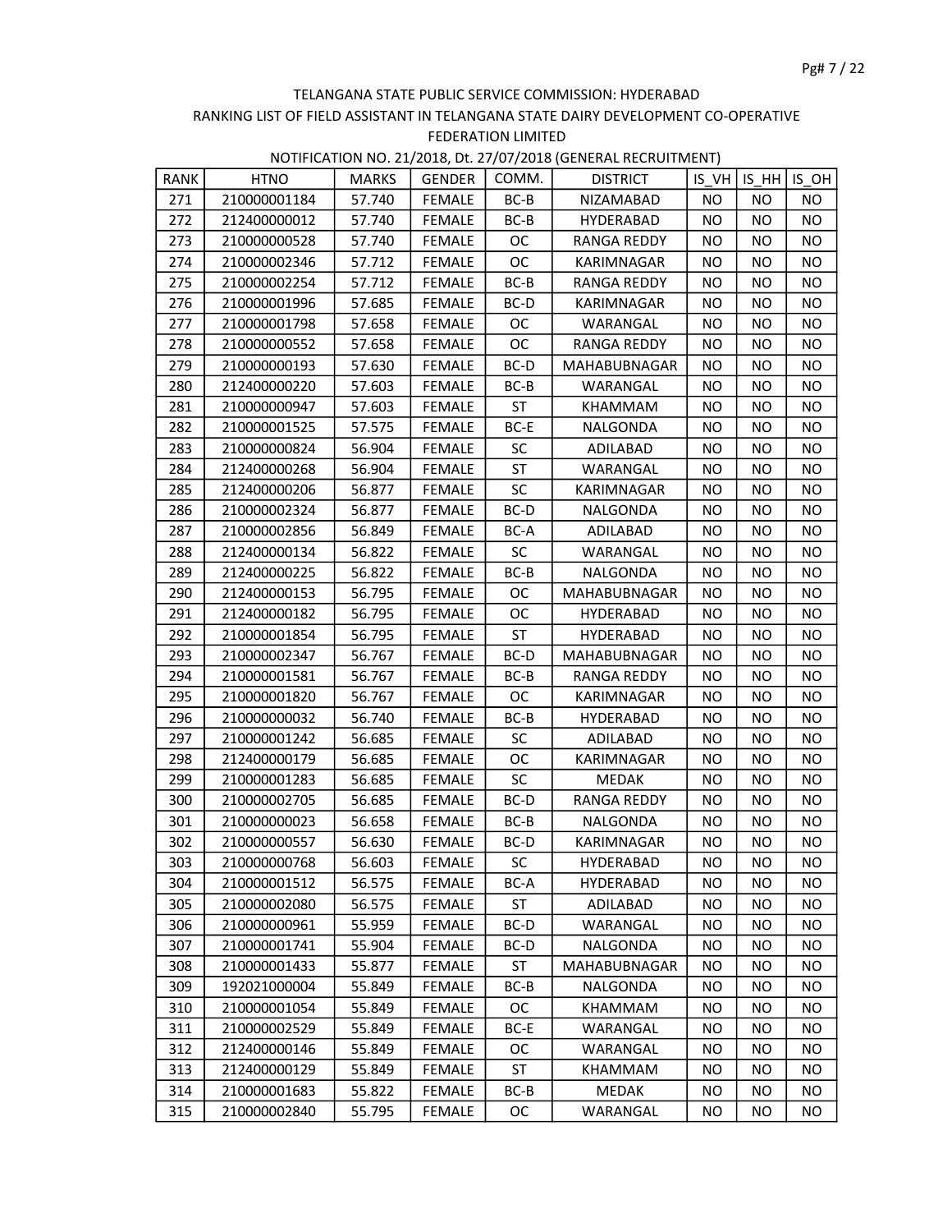TELANGANA STATE PUBLIC SERVICE COMMISSION: HYDERABAD

RANKING LIST OF FIELD ASSISTANT IN TELANGANA STATE DAIRY DEVELOPMENT CO-OPERATIVE FEDERATION LIMITED

NOTIFICATION NO. 21/2018, Dt. 27/07/2018 (GENERAL RECRUITMENT)

| RANK | HTNO | MARKS | GENDER | COMM. | DISTRICT | IS_VH | IS_HH | IS_OH |
|---|---|---|---|---|---|---|---|---|
| 271 | 210000001184 | 57.740 | FEMALE | BC-B | NIZAMABAD | NO | NO | NO |
| 272 | 212400000012 | 57.740 | FEMALE | BC-B | HYDERABAD | NO | NO | NO |
| 273 | 210000000528 | 57.740 | FEMALE | OC | RANGA REDDY | NO | NO | NO |
| 274 | 210000002346 | 57.712 | FEMALE | OC | KARIMNAGAR | NO | NO | NO |
| 275 | 210000002254 | 57.712 | FEMALE | BC-B | RANGA REDDY | NO | NO | NO |
| 276 | 210000001996 | 57.685 | FEMALE | BC-D | KARIMNAGAR | NO | NO | NO |
| 277 | 210000001798 | 57.658 | FEMALE | OC | WARANGAL | NO | NO | NO |
| 278 | 210000000552 | 57.658 | FEMALE | OC | RANGA REDDY | NO | NO | NO |
| 279 | 210000000193 | 57.630 | FEMALE | BC-D | MAHABUBNAGAR | NO | NO | NO |
| 280 | 212400000220 | 57.603 | FEMALE | BC-B | WARANGAL | NO | NO | NO |
| 281 | 210000000947 | 57.603 | FEMALE | ST | KHAMMAM | NO | NO | NO |
| 282 | 210000001525 | 57.575 | FEMALE | BC-E | NALGONDA | NO | NO | NO |
| 283 | 210000000824 | 56.904 | FEMALE | SC | ADILABAD | NO | NO | NO |
| 284 | 212400000268 | 56.904 | FEMALE | ST | WARANGAL | NO | NO | NO |
| 285 | 212400000206 | 56.877 | FEMALE | SC | KARIMNAGAR | NO | NO | NO |
| 286 | 210000002324 | 56.877 | FEMALE | BC-D | NALGONDA | NO | NO | NO |
| 287 | 210000002856 | 56.849 | FEMALE | BC-A | ADILABAD | NO | NO | NO |
| 288 | 212400000134 | 56.822 | FEMALE | SC | WARANGAL | NO | NO | NO |
| 289 | 212400000225 | 56.822 | FEMALE | BC-B | NALGONDA | NO | NO | NO |
| 290 | 212400000153 | 56.795 | FEMALE | OC | MAHABUBNAGAR | NO | NO | NO |
| 291 | 212400000182 | 56.795 | FEMALE | OC | HYDERABAD | NO | NO | NO |
| 292 | 210000001854 | 56.795 | FEMALE | ST | HYDERABAD | NO | NO | NO |
| 293 | 210000002347 | 56.767 | FEMALE | BC-D | MAHABUBNAGAR | NO | NO | NO |
| 294 | 210000001581 | 56.767 | FEMALE | BC-B | RANGA REDDY | NO | NO | NO |
| 295 | 210000001820 | 56.767 | FEMALE | OC | KARIMNAGAR | NO | NO | NO |
| 296 | 210000000032 | 56.740 | FEMALE | BC-B | HYDERABAD | NO | NO | NO |
| 297 | 210000001242 | 56.685 | FEMALE | SC | ADILABAD | NO | NO | NO |
| 298 | 212400000179 | 56.685 | FEMALE | OC | KARIMNAGAR | NO | NO | NO |
| 299 | 210000001283 | 56.685 | FEMALE | SC | MEDAK | NO | NO | NO |
| 300 | 210000002705 | 56.685 | FEMALE | BC-D | RANGA REDDY | NO | NO | NO |
| 301 | 210000000023 | 56.658 | FEMALE | BC-B | NALGONDA | NO | NO | NO |
| 302 | 210000000557 | 56.630 | FEMALE | BC-D | KARIMNAGAR | NO | NO | NO |
| 303 | 210000000768 | 56.603 | FEMALE | SC | HYDERABAD | NO | NO | NO |
| 304 | 210000001512 | 56.575 | FEMALE | BC-A | HYDERABAD | NO | NO | NO |
| 305 | 210000002080 | 56.575 | FEMALE | ST | ADILABAD | NO | NO | NO |
| 306 | 210000000961 | 55.959 | FEMALE | BC-D | WARANGAL | NO | NO | NO |
| 307 | 210000001741 | 55.904 | FEMALE | BC-D | NALGONDA | NO | NO | NO |
| 308 | 210000001433 | 55.877 | FEMALE | ST | MAHABUBNAGAR | NO | NO | NO |
| 309 | 192021000004 | 55.849 | FEMALE | BC-B | NALGONDA | NO | NO | NO |
| 310 | 210000001054 | 55.849 | FEMALE | OC | KHAMMAM | NO | NO | NO |
| 311 | 210000002529 | 55.849 | FEMALE | BC-E | WARANGAL | NO | NO | NO |
| 312 | 212400000146 | 55.849 | FEMALE | OC | WARANGAL | NO | NO | NO |
| 313 | 212400000129 | 55.849 | FEMALE | ST | KHAMMAM | NO | NO | NO |
| 314 | 210000001683 | 55.822 | FEMALE | BC-B | MEDAK | NO | NO | NO |
| 315 | 210000002840 | 55.795 | FEMALE | OC | WARANGAL | NO | NO | NO |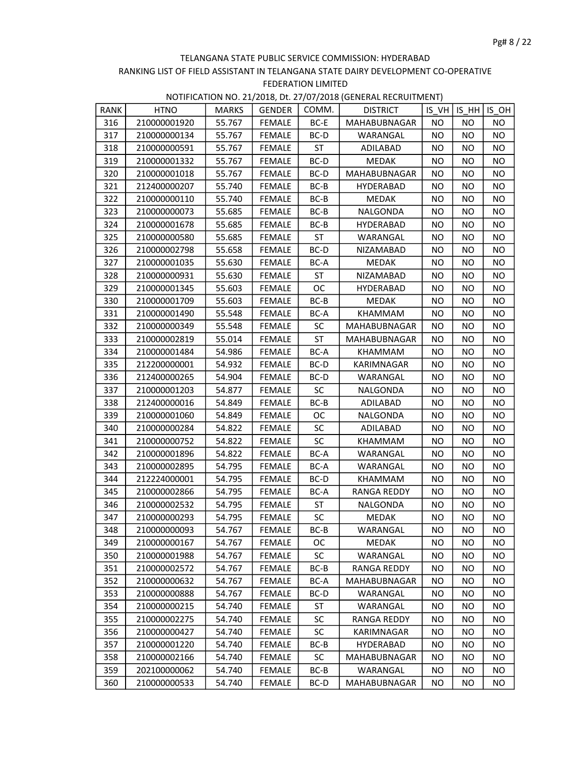TELANGANA STATE PUBLIC SERVICE COMMISSION: HYDERABAD

RANKING LIST OF FIELD ASSISTANT IN TELANGANA STATE DAIRY DEVELOPMENT CO-OPERATIVE FEDERATION LIMITED

NOTIFICATION NO. 21/2018, Dt. 27/07/2018 (GENERAL RECRUITMENT)

| RANK | HTNO | MARKS | GENDER | COMM. | DISTRICT | IS_VH | IS_HH | IS_OH |
|---|---|---|---|---|---|---|---|---|
| 316 | 210000001920 | 55.767 | FEMALE | BC-E | MAHABUBNAGAR | NO | NO | NO |
| 317 | 210000000134 | 55.767 | FEMALE | BC-D | WARANGAL | NO | NO | NO |
| 318 | 210000000591 | 55.767 | FEMALE | ST | ADILABAD | NO | NO | NO |
| 319 | 210000001332 | 55.767 | FEMALE | BC-D | MEDAK | NO | NO | NO |
| 320 | 210000001018 | 55.767 | FEMALE | BC-D | MAHABUBNAGAR | NO | NO | NO |
| 321 | 212400000207 | 55.740 | FEMALE | BC-B | HYDERABAD | NO | NO | NO |
| 322 | 210000000110 | 55.740 | FEMALE | BC-B | MEDAK | NO | NO | NO |
| 323 | 210000000073 | 55.685 | FEMALE | BC-B | NALGONDA | NO | NO | NO |
| 324 | 210000001678 | 55.685 | FEMALE | BC-B | HYDERABAD | NO | NO | NO |
| 325 | 210000000580 | 55.685 | FEMALE | ST | WARANGAL | NO | NO | NO |
| 326 | 210000002798 | 55.658 | FEMALE | BC-D | NIZAMABAD | NO | NO | NO |
| 327 | 210000001035 | 55.630 | FEMALE | BC-A | MEDAK | NO | NO | NO |
| 328 | 210000000931 | 55.630 | FEMALE | ST | NIZAMABAD | NO | NO | NO |
| 329 | 210000001345 | 55.603 | FEMALE | OC | HYDERABAD | NO | NO | NO |
| 330 | 210000001709 | 55.603 | FEMALE | BC-B | MEDAK | NO | NO | NO |
| 331 | 210000001490 | 55.548 | FEMALE | BC-A | KHAMMAM | NO | NO | NO |
| 332 | 210000000349 | 55.548 | FEMALE | SC | MAHABUBNAGAR | NO | NO | NO |
| 333 | 210000002819 | 55.014 | FEMALE | ST | MAHABUBNAGAR | NO | NO | NO |
| 334 | 210000001484 | 54.986 | FEMALE | BC-A | KHAMMAM | NO | NO | NO |
| 335 | 212200000001 | 54.932 | FEMALE | BC-D | KARIMNAGAR | NO | NO | NO |
| 336 | 212400000265 | 54.904 | FEMALE | BC-D | WARANGAL | NO | NO | NO |
| 337 | 210000001203 | 54.877 | FEMALE | SC | NALGONDA | NO | NO | NO |
| 338 | 212400000016 | 54.849 | FEMALE | BC-B | ADILABAD | NO | NO | NO |
| 339 | 210000001060 | 54.849 | FEMALE | OC | NALGONDA | NO | NO | NO |
| 340 | 210000000284 | 54.822 | FEMALE | SC | ADILABAD | NO | NO | NO |
| 341 | 210000000752 | 54.822 | FEMALE | SC | KHAMMAM | NO | NO | NO |
| 342 | 210000001896 | 54.822 | FEMALE | BC-A | WARANGAL | NO | NO | NO |
| 343 | 210000002895 | 54.795 | FEMALE | BC-A | WARANGAL | NO | NO | NO |
| 344 | 212224000001 | 54.795 | FEMALE | BC-D | KHAMMAM | NO | NO | NO |
| 345 | 210000002866 | 54.795 | FEMALE | BC-A | RANGA REDDY | NO | NO | NO |
| 346 | 210000002532 | 54.795 | FEMALE | ST | NALGONDA | NO | NO | NO |
| 347 | 210000000293 | 54.795 | FEMALE | SC | MEDAK | NO | NO | NO |
| 348 | 210000000093 | 54.767 | FEMALE | BC-B | WARANGAL | NO | NO | NO |
| 349 | 210000000167 | 54.767 | FEMALE | OC | MEDAK | NO | NO | NO |
| 350 | 210000001988 | 54.767 | FEMALE | SC | WARANGAL | NO | NO | NO |
| 351 | 210000002572 | 54.767 | FEMALE | BC-B | RANGA REDDY | NO | NO | NO |
| 352 | 210000000632 | 54.767 | FEMALE | BC-A | MAHABUBNAGAR | NO | NO | NO |
| 353 | 210000000888 | 54.767 | FEMALE | BC-D | WARANGAL | NO | NO | NO |
| 354 | 210000000215 | 54.740 | FEMALE | ST | WARANGAL | NO | NO | NO |
| 355 | 210000002275 | 54.740 | FEMALE | SC | RANGA REDDY | NO | NO | NO |
| 356 | 210000000427 | 54.740 | FEMALE | SC | KARIMNAGAR | NO | NO | NO |
| 357 | 210000001220 | 54.740 | FEMALE | BC-B | HYDERABAD | NO | NO | NO |
| 358 | 210000002166 | 54.740 | FEMALE | SC | MAHABUBNAGAR | NO | NO | NO |
| 359 | 202100000062 | 54.740 | FEMALE | BC-B | WARANGAL | NO | NO | NO |
| 360 | 210000000533 | 54.740 | FEMALE | BC-D | MAHABUBNAGAR | NO | NO | NO |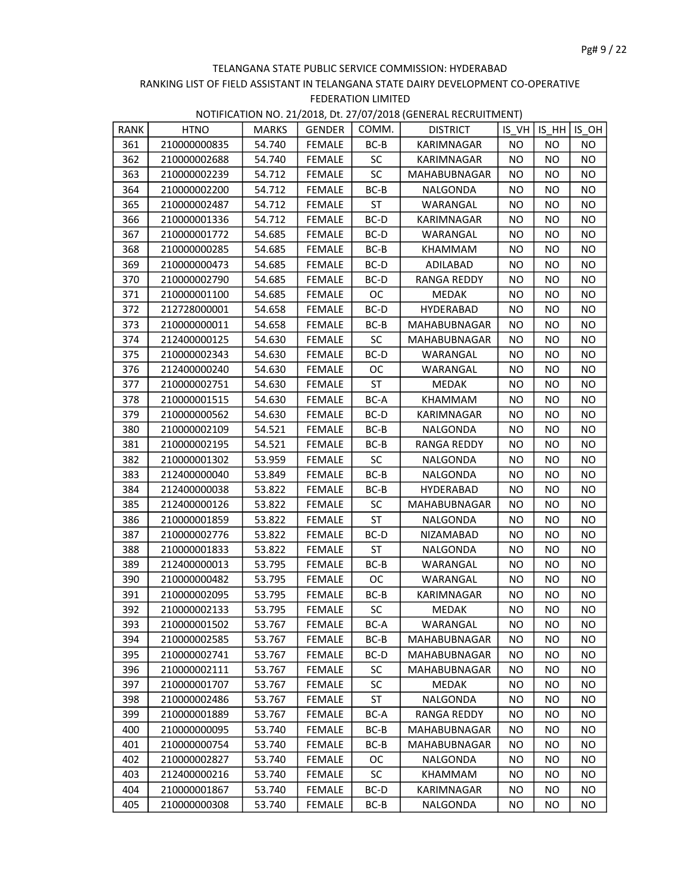TELANGANA STATE PUBLIC SERVICE COMMISSION: HYDERABAD

RANKING LIST OF FIELD ASSISTANT IN TELANGANA STATE DAIRY DEVELOPMENT CO-OPERATIVE FEDERATION LIMITED

NOTIFICATION NO. 21/2018, Dt. 27/07/2018 (GENERAL RECRUITMENT)

| RANK | HTNO | MARKS | GENDER | COMM. | DISTRICT | IS_VH | IS_HH | IS_OH |
|---|---|---|---|---|---|---|---|---|
| 361 | 210000000835 | 54.740 | FEMALE | BC-B | KARIMNAGAR | NO | NO | NO |
| 362 | 210000002688 | 54.740 | FEMALE | SC | KARIMNAGAR | NO | NO | NO |
| 363 | 210000002239 | 54.712 | FEMALE | SC | MAHABUBNAGAR | NO | NO | NO |
| 364 | 210000002200 | 54.712 | FEMALE | BC-B | NALGONDA | NO | NO | NO |
| 365 | 210000002487 | 54.712 | FEMALE | ST | WARANGAL | NO | NO | NO |
| 366 | 210000001336 | 54.712 | FEMALE | BC-D | KARIMNAGAR | NO | NO | NO |
| 367 | 210000001772 | 54.685 | FEMALE | BC-D | WARANGAL | NO | NO | NO |
| 368 | 210000000285 | 54.685 | FEMALE | BC-B | KHAMMAM | NO | NO | NO |
| 369 | 210000000473 | 54.685 | FEMALE | BC-D | ADILABAD | NO | NO | NO |
| 370 | 210000002790 | 54.685 | FEMALE | BC-D | RANGA REDDY | NO | NO | NO |
| 371 | 210000001100 | 54.685 | FEMALE | OC | MEDAK | NO | NO | NO |
| 372 | 212728000001 | 54.658 | FEMALE | BC-D | HYDERABAD | NO | NO | NO |
| 373 | 210000000011 | 54.658 | FEMALE | BC-B | MAHABUBNAGAR | NO | NO | NO |
| 374 | 212400000125 | 54.630 | FEMALE | SC | MAHABUBNAGAR | NO | NO | NO |
| 375 | 210000002343 | 54.630 | FEMALE | BC-D | WARANGAL | NO | NO | NO |
| 376 | 212400000240 | 54.630 | FEMALE | OC | WARANGAL | NO | NO | NO |
| 377 | 210000002751 | 54.630 | FEMALE | ST | MEDAK | NO | NO | NO |
| 378 | 210000001515 | 54.630 | FEMALE | BC-A | KHAMMAM | NO | NO | NO |
| 379 | 210000000562 | 54.630 | FEMALE | BC-D | KARIMNAGAR | NO | NO | NO |
| 380 | 210000002109 | 54.521 | FEMALE | BC-B | NALGONDA | NO | NO | NO |
| 381 | 210000002195 | 54.521 | FEMALE | BC-B | RANGA REDDY | NO | NO | NO |
| 382 | 210000001302 | 53.959 | FEMALE | SC | NALGONDA | NO | NO | NO |
| 383 | 212400000040 | 53.849 | FEMALE | BC-B | NALGONDA | NO | NO | NO |
| 384 | 212400000038 | 53.822 | FEMALE | BC-B | HYDERABAD | NO | NO | NO |
| 385 | 212400000126 | 53.822 | FEMALE | SC | MAHABUBNAGAR | NO | NO | NO |
| 386 | 210000001859 | 53.822 | FEMALE | ST | NALGONDA | NO | NO | NO |
| 387 | 210000002776 | 53.822 | FEMALE | BC-D | NIZAMABAD | NO | NO | NO |
| 388 | 210000001833 | 53.822 | FEMALE | ST | NALGONDA | NO | NO | NO |
| 389 | 212400000013 | 53.795 | FEMALE | BC-B | WARANGAL | NO | NO | NO |
| 390 | 210000000482 | 53.795 | FEMALE | OC | WARANGAL | NO | NO | NO |
| 391 | 210000002095 | 53.795 | FEMALE | BC-B | KARIMNAGAR | NO | NO | NO |
| 392 | 210000002133 | 53.795 | FEMALE | SC | MEDAK | NO | NO | NO |
| 393 | 210000001502 | 53.767 | FEMALE | BC-A | WARANGAL | NO | NO | NO |
| 394 | 210000002585 | 53.767 | FEMALE | BC-B | MAHABUBNAGAR | NO | NO | NO |
| 395 | 210000002741 | 53.767 | FEMALE | BC-D | MAHABUBNAGAR | NO | NO | NO |
| 396 | 210000002111 | 53.767 | FEMALE | SC | MAHABUBNAGAR | NO | NO | NO |
| 397 | 210000001707 | 53.767 | FEMALE | SC | MEDAK | NO | NO | NO |
| 398 | 210000002486 | 53.767 | FEMALE | ST | NALGONDA | NO | NO | NO |
| 399 | 210000001889 | 53.767 | FEMALE | BC-A | RANGA REDDY | NO | NO | NO |
| 400 | 210000000095 | 53.740 | FEMALE | BC-B | MAHABUBNAGAR | NO | NO | NO |
| 401 | 210000000754 | 53.740 | FEMALE | BC-B | MAHABUBNAGAR | NO | NO | NO |
| 402 | 210000002827 | 53.740 | FEMALE | OC | NALGONDA | NO | NO | NO |
| 403 | 212400000216 | 53.740 | FEMALE | SC | KHAMMAM | NO | NO | NO |
| 404 | 210000001867 | 53.740 | FEMALE | BC-D | KARIMNAGAR | NO | NO | NO |
| 405 | 210000000308 | 53.740 | FEMALE | BC-B | NALGONDA | NO | NO | NO |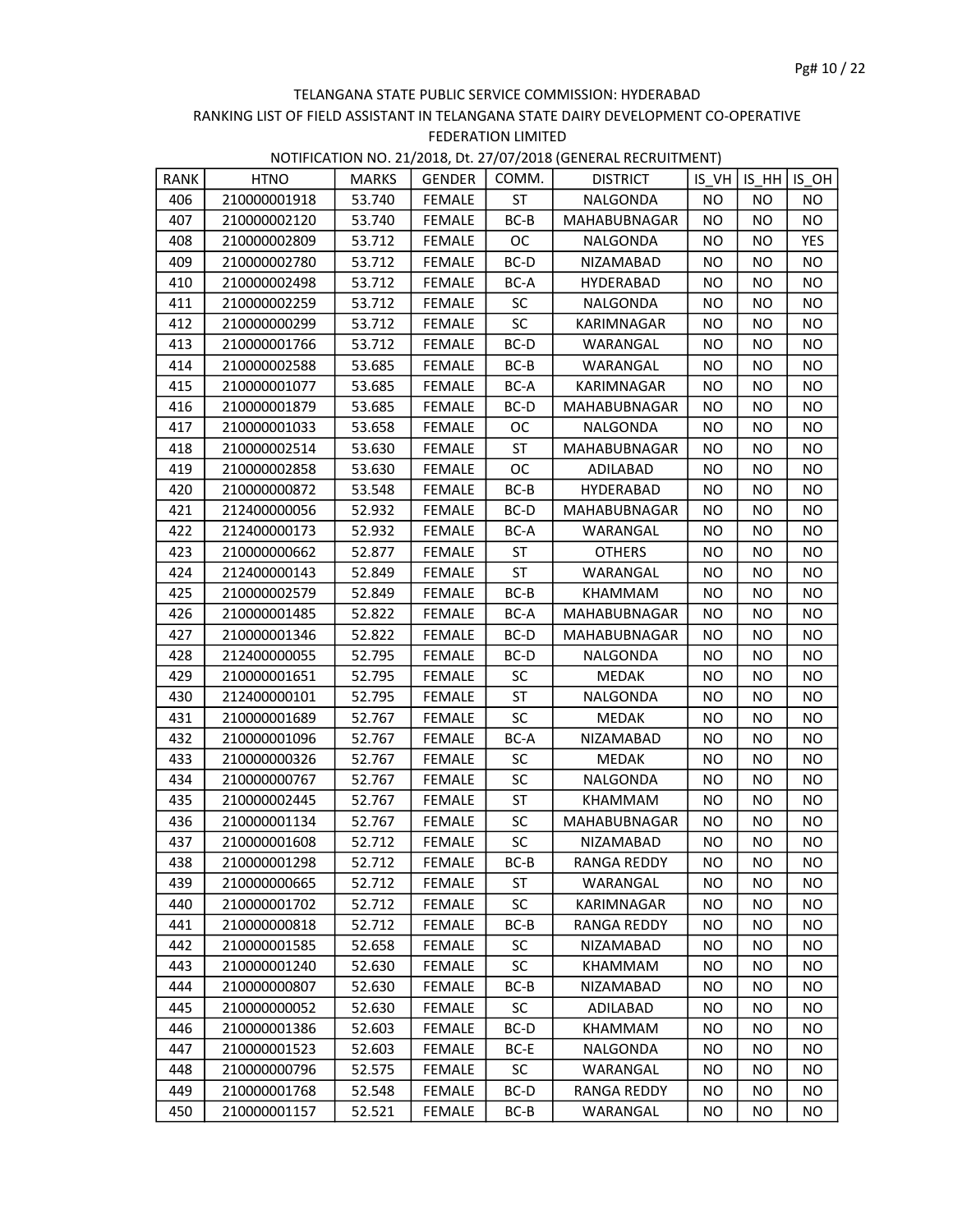TELANGANA STATE PUBLIC SERVICE COMMISSION: HYDERABAD

RANKING LIST OF FIELD ASSISTANT IN TELANGANA STATE DAIRY DEVELOPMENT CO-OPERATIVE FEDERATION LIMITED

NOTIFICATION NO. 21/2018, Dt. 27/07/2018 (GENERAL RECRUITMENT)

| RANK | HTNO | MARKS | GENDER | COMM. | DISTRICT | IS_VH | IS_HH | IS_OH |
|---|---|---|---|---|---|---|---|---|
| 406 | 210000001918 | 53.740 | FEMALE | ST | NALGONDA | NO | NO | NO |
| 407 | 210000002120 | 53.740 | FEMALE | BC-B | MAHABUBNAGAR | NO | NO | NO |
| 408 | 210000002809 | 53.712 | FEMALE | OC | NALGONDA | NO | NO | YES |
| 409 | 210000002780 | 53.712 | FEMALE | BC-D | NIZAMABAD | NO | NO | NO |
| 410 | 210000002498 | 53.712 | FEMALE | BC-A | HYDERABAD | NO | NO | NO |
| 411 | 210000002259 | 53.712 | FEMALE | SC | NALGONDA | NO | NO | NO |
| 412 | 210000000299 | 53.712 | FEMALE | SC | KARIMNAGAR | NO | NO | NO |
| 413 | 210000001766 | 53.712 | FEMALE | BC-D | WARANGAL | NO | NO | NO |
| 414 | 210000002588 | 53.685 | FEMALE | BC-B | WARANGAL | NO | NO | NO |
| 415 | 210000001077 | 53.685 | FEMALE | BC-A | KARIMNAGAR | NO | NO | NO |
| 416 | 210000001879 | 53.685 | FEMALE | BC-D | MAHABUBNAGAR | NO | NO | NO |
| 417 | 210000001033 | 53.658 | FEMALE | OC | NALGONDA | NO | NO | NO |
| 418 | 210000002514 | 53.630 | FEMALE | ST | MAHABUBNAGAR | NO | NO | NO |
| 419 | 210000002858 | 53.630 | FEMALE | OC | ADILABAD | NO | NO | NO |
| 420 | 210000000872 | 53.548 | FEMALE | BC-B | HYDERABAD | NO | NO | NO |
| 421 | 212400000056 | 52.932 | FEMALE | BC-D | MAHABUBNAGAR | NO | NO | NO |
| 422 | 212400000173 | 52.932 | FEMALE | BC-A | WARANGAL | NO | NO | NO |
| 423 | 210000000662 | 52.877 | FEMALE | ST | OTHERS | NO | NO | NO |
| 424 | 212400000143 | 52.849 | FEMALE | ST | WARANGAL | NO | NO | NO |
| 425 | 210000002579 | 52.849 | FEMALE | BC-B | KHAMMAM | NO | NO | NO |
| 426 | 210000001485 | 52.822 | FEMALE | BC-A | MAHABUBNAGAR | NO | NO | NO |
| 427 | 210000001346 | 52.822 | FEMALE | BC-D | MAHABUBNAGAR | NO | NO | NO |
| 428 | 212400000055 | 52.795 | FEMALE | BC-D | NALGONDA | NO | NO | NO |
| 429 | 210000001651 | 52.795 | FEMALE | SC | MEDAK | NO | NO | NO |
| 430 | 212400000101 | 52.795 | FEMALE | ST | NALGONDA | NO | NO | NO |
| 431 | 210000001689 | 52.767 | FEMALE | SC | MEDAK | NO | NO | NO |
| 432 | 210000001096 | 52.767 | FEMALE | BC-A | NIZAMABAD | NO | NO | NO |
| 433 | 210000000326 | 52.767 | FEMALE | SC | MEDAK | NO | NO | NO |
| 434 | 210000000767 | 52.767 | FEMALE | SC | NALGONDA | NO | NO | NO |
| 435 | 210000002445 | 52.767 | FEMALE | ST | KHAMMAM | NO | NO | NO |
| 436 | 210000001134 | 52.767 | FEMALE | SC | MAHABUBNAGAR | NO | NO | NO |
| 437 | 210000001608 | 52.712 | FEMALE | SC | NIZAMABAD | NO | NO | NO |
| 438 | 210000001298 | 52.712 | FEMALE | BC-B | RANGA REDDY | NO | NO | NO |
| 439 | 210000000665 | 52.712 | FEMALE | ST | WARANGAL | NO | NO | NO |
| 440 | 210000001702 | 52.712 | FEMALE | SC | KARIMNAGAR | NO | NO | NO |
| 441 | 210000000818 | 52.712 | FEMALE | BC-B | RANGA REDDY | NO | NO | NO |
| 442 | 210000001585 | 52.658 | FEMALE | SC | NIZAMABAD | NO | NO | NO |
| 443 | 210000001240 | 52.630 | FEMALE | SC | KHAMMAM | NO | NO | NO |
| 444 | 210000000807 | 52.630 | FEMALE | BC-B | NIZAMABAD | NO | NO | NO |
| 445 | 210000000052 | 52.630 | FEMALE | SC | ADILABAD | NO | NO | NO |
| 446 | 210000001386 | 52.603 | FEMALE | BC-D | KHAMMAM | NO | NO | NO |
| 447 | 210000001523 | 52.603 | FEMALE | BC-E | NALGONDA | NO | NO | NO |
| 448 | 210000000796 | 52.575 | FEMALE | SC | WARANGAL | NO | NO | NO |
| 449 | 210000001768 | 52.548 | FEMALE | BC-D | RANGA REDDY | NO | NO | NO |
| 450 | 210000001157 | 52.521 | FEMALE | BC-B | WARANGAL | NO | NO | NO |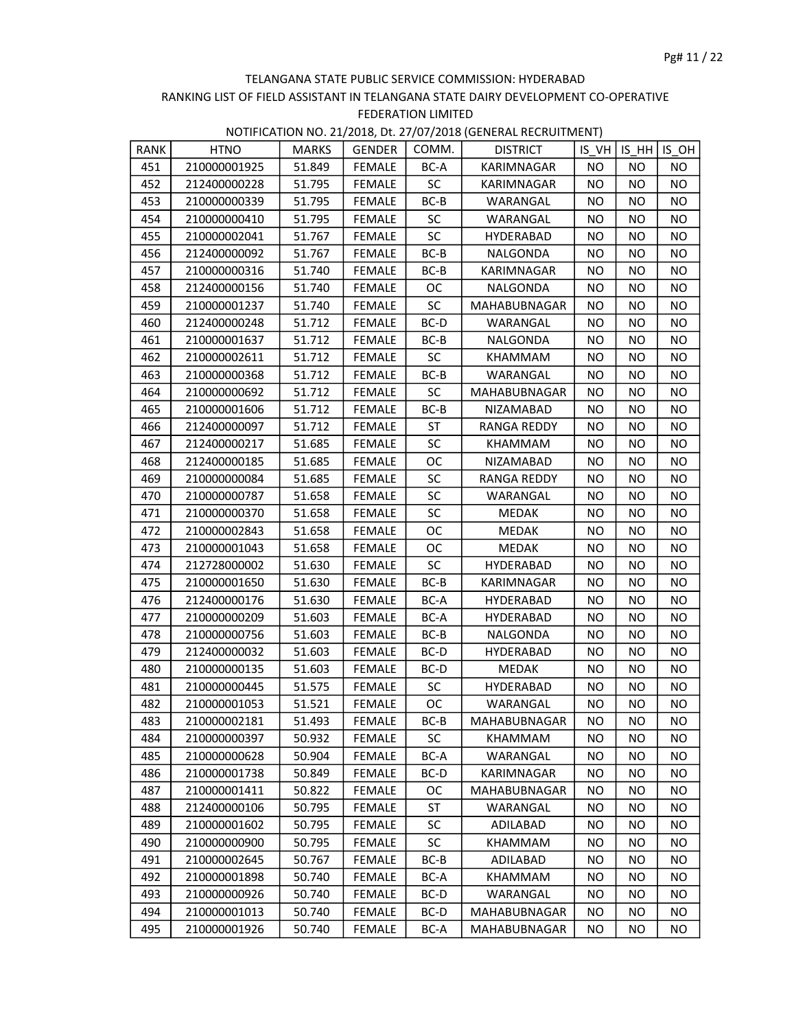TELANGANA STATE PUBLIC SERVICE COMMISSION: HYDERABAD

RANKING LIST OF FIELD ASSISTANT IN TELANGANA STATE DAIRY DEVELOPMENT CO-OPERATIVE FEDERATION LIMITED

NOTIFICATION NO. 21/2018, Dt. 27/07/2018 (GENERAL RECRUITMENT)

| RANK | HTNO | MARKS | GENDER | COMM. | DISTRICT | IS_VH | IS_HH | IS_OH |
|---|---|---|---|---|---|---|---|---|
| 451 | 210000001925 | 51.849 | FEMALE | BC-A | KARIMNAGAR | NO | NO | NO |
| 452 | 212400000228 | 51.795 | FEMALE | SC | KARIMNAGAR | NO | NO | NO |
| 453 | 210000000339 | 51.795 | FEMALE | BC-B | WARANGAL | NO | NO | NO |
| 454 | 210000000410 | 51.795 | FEMALE | SC | WARANGAL | NO | NO | NO |
| 455 | 210000002041 | 51.767 | FEMALE | SC | HYDERABAD | NO | NO | NO |
| 456 | 212400000092 | 51.767 | FEMALE | BC-B | NALGONDA | NO | NO | NO |
| 457 | 210000000316 | 51.740 | FEMALE | BC-B | KARIMNAGAR | NO | NO | NO |
| 458 | 212400000156 | 51.740 | FEMALE | OC | NALGONDA | NO | NO | NO |
| 459 | 210000001237 | 51.740 | FEMALE | SC | MAHABUBNAGAR | NO | NO | NO |
| 460 | 212400000248 | 51.712 | FEMALE | BC-D | WARANGAL | NO | NO | NO |
| 461 | 210000001637 | 51.712 | FEMALE | BC-B | NALGONDA | NO | NO | NO |
| 462 | 210000002611 | 51.712 | FEMALE | SC | KHAMMAM | NO | NO | NO |
| 463 | 210000000368 | 51.712 | FEMALE | BC-B | WARANGAL | NO | NO | NO |
| 464 | 210000000692 | 51.712 | FEMALE | SC | MAHABUBNAGAR | NO | NO | NO |
| 465 | 210000001606 | 51.712 | FEMALE | BC-B | NIZAMABAD | NO | NO | NO |
| 466 | 212400000097 | 51.712 | FEMALE | ST | RANGA REDDY | NO | NO | NO |
| 467 | 212400000217 | 51.685 | FEMALE | SC | KHAMMAM | NO | NO | NO |
| 468 | 212400000185 | 51.685 | FEMALE | OC | NIZAMABAD | NO | NO | NO |
| 469 | 210000000084 | 51.685 | FEMALE | SC | RANGA REDDY | NO | NO | NO |
| 470 | 210000000787 | 51.658 | FEMALE | SC | WARANGAL | NO | NO | NO |
| 471 | 210000000370 | 51.658 | FEMALE | SC | MEDAK | NO | NO | NO |
| 472 | 210000002843 | 51.658 | FEMALE | OC | MEDAK | NO | NO | NO |
| 473 | 210000001043 | 51.658 | FEMALE | OC | MEDAK | NO | NO | NO |
| 474 | 212728000002 | 51.630 | FEMALE | SC | HYDERABAD | NO | NO | NO |
| 475 | 210000001650 | 51.630 | FEMALE | BC-B | KARIMNAGAR | NO | NO | NO |
| 476 | 212400000176 | 51.630 | FEMALE | BC-A | HYDERABAD | NO | NO | NO |
| 477 | 210000000209 | 51.603 | FEMALE | BC-A | HYDERABAD | NO | NO | NO |
| 478 | 210000000756 | 51.603 | FEMALE | BC-B | NALGONDA | NO | NO | NO |
| 479 | 212400000032 | 51.603 | FEMALE | BC-D | HYDERABAD | NO | NO | NO |
| 480 | 210000000135 | 51.603 | FEMALE | BC-D | MEDAK | NO | NO | NO |
| 481 | 210000000445 | 51.575 | FEMALE | SC | HYDERABAD | NO | NO | NO |
| 482 | 210000001053 | 51.521 | FEMALE | OC | WARANGAL | NO | NO | NO |
| 483 | 210000002181 | 51.493 | FEMALE | BC-B | MAHABUBNAGAR | NO | NO | NO |
| 484 | 210000000397 | 50.932 | FEMALE | SC | KHAMMAM | NO | NO | NO |
| 485 | 210000000628 | 50.904 | FEMALE | BC-A | WARANGAL | NO | NO | NO |
| 486 | 210000001738 | 50.849 | FEMALE | BC-D | KARIMNAGAR | NO | NO | NO |
| 487 | 210000001411 | 50.822 | FEMALE | OC | MAHABUBNAGAR | NO | NO | NO |
| 488 | 212400000106 | 50.795 | FEMALE | ST | WARANGAL | NO | NO | NO |
| 489 | 210000001602 | 50.795 | FEMALE | SC | ADILABAD | NO | NO | NO |
| 490 | 210000000900 | 50.795 | FEMALE | SC | KHAMMAM | NO | NO | NO |
| 491 | 210000002645 | 50.767 | FEMALE | BC-B | ADILABAD | NO | NO | NO |
| 492 | 210000001898 | 50.740 | FEMALE | BC-A | KHAMMAM | NO | NO | NO |
| 493 | 210000000926 | 50.740 | FEMALE | BC-D | WARANGAL | NO | NO | NO |
| 494 | 210000001013 | 50.740 | FEMALE | BC-D | MAHABUBNAGAR | NO | NO | NO |
| 495 | 210000001926 | 50.740 | FEMALE | BC-A | MAHABUBNAGAR | NO | NO | NO |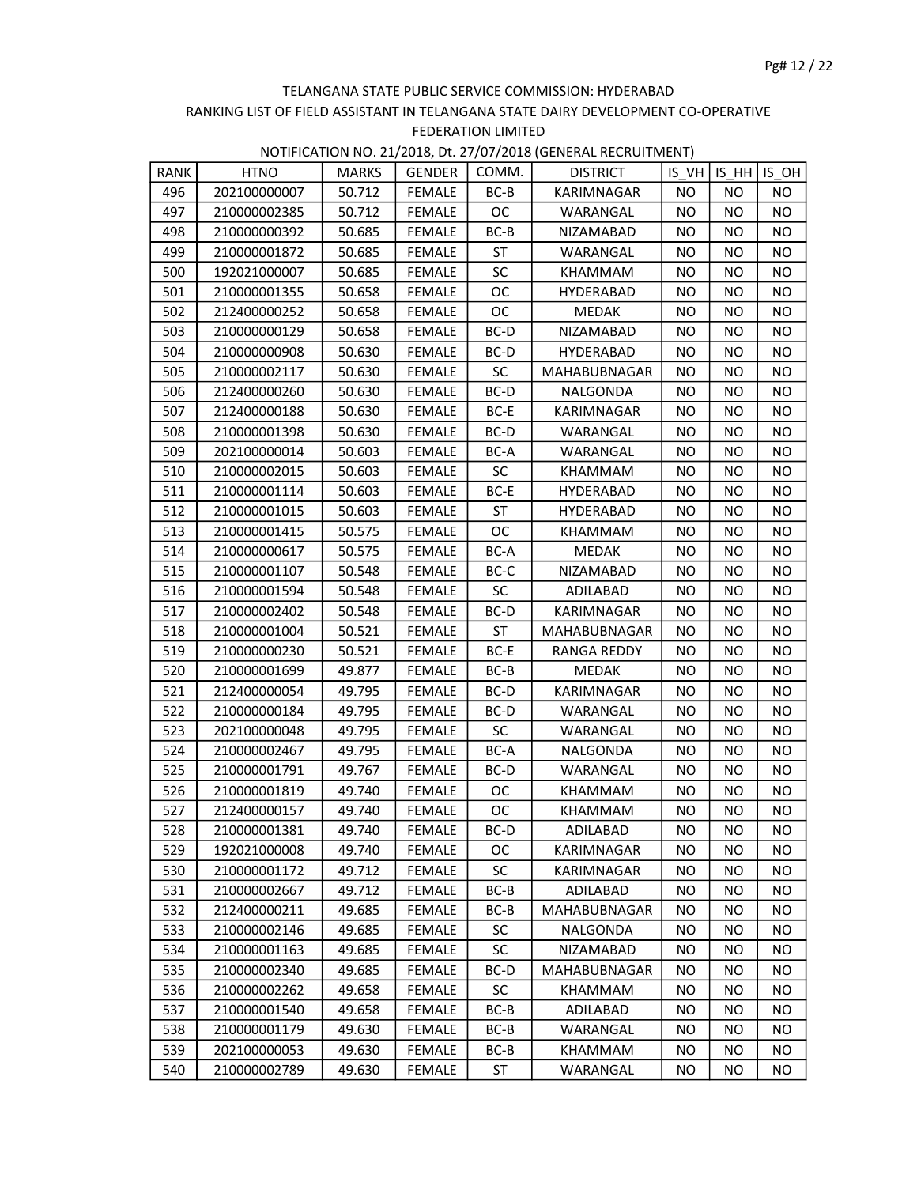TELANGANA STATE PUBLIC SERVICE COMMISSION: HYDERABAD

RANKING LIST OF FIELD ASSISTANT IN TELANGANA STATE DAIRY DEVELOPMENT CO-OPERATIVE FEDERATION LIMITED

NOTIFICATION NO. 21/2018, Dt. 27/07/2018 (GENERAL RECRUITMENT)

| RANK | HTNO | MARKS | GENDER | COMM. | DISTRICT | IS_VH | IS_HH | IS_OH |
|---|---|---|---|---|---|---|---|---|
| 496 | 202100000007 | 50.712 | FEMALE | BC-B | KARIMNAGAR | NO | NO | NO |
| 497 | 210000002385 | 50.712 | FEMALE | OC | WARANGAL | NO | NO | NO |
| 498 | 210000000392 | 50.685 | FEMALE | BC-B | NIZAMABAD | NO | NO | NO |
| 499 | 210000001872 | 50.685 | FEMALE | ST | WARANGAL | NO | NO | NO |
| 500 | 192021000007 | 50.685 | FEMALE | SC | KHAMMAM | NO | NO | NO |
| 501 | 210000001355 | 50.658 | FEMALE | OC | HYDERABAD | NO | NO | NO |
| 502 | 212400000252 | 50.658 | FEMALE | OC | MEDAK | NO | NO | NO |
| 503 | 210000000129 | 50.658 | FEMALE | BC-D | NIZAMABAD | NO | NO | NO |
| 504 | 210000000908 | 50.630 | FEMALE | BC-D | HYDERABAD | NO | NO | NO |
| 505 | 210000002117 | 50.630 | FEMALE | SC | MAHABUBNAGAR | NO | NO | NO |
| 506 | 212400000260 | 50.630 | FEMALE | BC-D | NALGONDA | NO | NO | NO |
| 507 | 212400000188 | 50.630 | FEMALE | BC-E | KARIMNAGAR | NO | NO | NO |
| 508 | 210000001398 | 50.630 | FEMALE | BC-D | WARANGAL | NO | NO | NO |
| 509 | 202100000014 | 50.603 | FEMALE | BC-A | WARANGAL | NO | NO | NO |
| 510 | 210000002015 | 50.603 | FEMALE | SC | KHAMMAM | NO | NO | NO |
| 511 | 210000001114 | 50.603 | FEMALE | BC-E | HYDERABAD | NO | NO | NO |
| 512 | 210000001015 | 50.603 | FEMALE | ST | HYDERABAD | NO | NO | NO |
| 513 | 210000001415 | 50.575 | FEMALE | OC | KHAMMAM | NO | NO | NO |
| 514 | 210000000617 | 50.575 | FEMALE | BC-A | MEDAK | NO | NO | NO |
| 515 | 210000001107 | 50.548 | FEMALE | BC-C | NIZAMABAD | NO | NO | NO |
| 516 | 210000001594 | 50.548 | FEMALE | SC | ADILABAD | NO | NO | NO |
| 517 | 210000002402 | 50.548 | FEMALE | BC-D | KARIMNAGAR | NO | NO | NO |
| 518 | 210000001004 | 50.521 | FEMALE | ST | MAHABUBNAGAR | NO | NO | NO |
| 519 | 210000000230 | 50.521 | FEMALE | BC-E | RANGA REDDY | NO | NO | NO |
| 520 | 210000001699 | 49.877 | FEMALE | BC-B | MEDAK | NO | NO | NO |
| 521 | 212400000054 | 49.795 | FEMALE | BC-D | KARIMNAGAR | NO | NO | NO |
| 522 | 210000000184 | 49.795 | FEMALE | BC-D | WARANGAL | NO | NO | NO |
| 523 | 202100000048 | 49.795 | FEMALE | SC | WARANGAL | NO | NO | NO |
| 524 | 210000002467 | 49.795 | FEMALE | BC-A | NALGONDA | NO | NO | NO |
| 525 | 210000001791 | 49.767 | FEMALE | BC-D | WARANGAL | NO | NO | NO |
| 526 | 210000001819 | 49.740 | FEMALE | OC | KHAMMAM | NO | NO | NO |
| 527 | 212400000157 | 49.740 | FEMALE | OC | KHAMMAM | NO | NO | NO |
| 528 | 210000001381 | 49.740 | FEMALE | BC-D | ADILABAD | NO | NO | NO |
| 529 | 192021000008 | 49.740 | FEMALE | OC | KARIMNAGAR | NO | NO | NO |
| 530 | 210000001172 | 49.712 | FEMALE | SC | KARIMNAGAR | NO | NO | NO |
| 531 | 210000002667 | 49.712 | FEMALE | BC-B | ADILABAD | NO | NO | NO |
| 532 | 212400000211 | 49.685 | FEMALE | BC-B | MAHABUBNAGAR | NO | NO | NO |
| 533 | 210000002146 | 49.685 | FEMALE | SC | NALGONDA | NO | NO | NO |
| 534 | 210000001163 | 49.685 | FEMALE | SC | NIZAMABAD | NO | NO | NO |
| 535 | 210000002340 | 49.685 | FEMALE | BC-D | MAHABUBNAGAR | NO | NO | NO |
| 536 | 210000002262 | 49.658 | FEMALE | SC | KHAMMAM | NO | NO | NO |
| 537 | 210000001540 | 49.658 | FEMALE | BC-B | ADILABAD | NO | NO | NO |
| 538 | 210000001179 | 49.630 | FEMALE | BC-B | WARANGAL | NO | NO | NO |
| 539 | 202100000053 | 49.630 | FEMALE | BC-B | KHAMMAM | NO | NO | NO |
| 540 | 210000002789 | 49.630 | FEMALE | ST | WARANGAL | NO | NO | NO |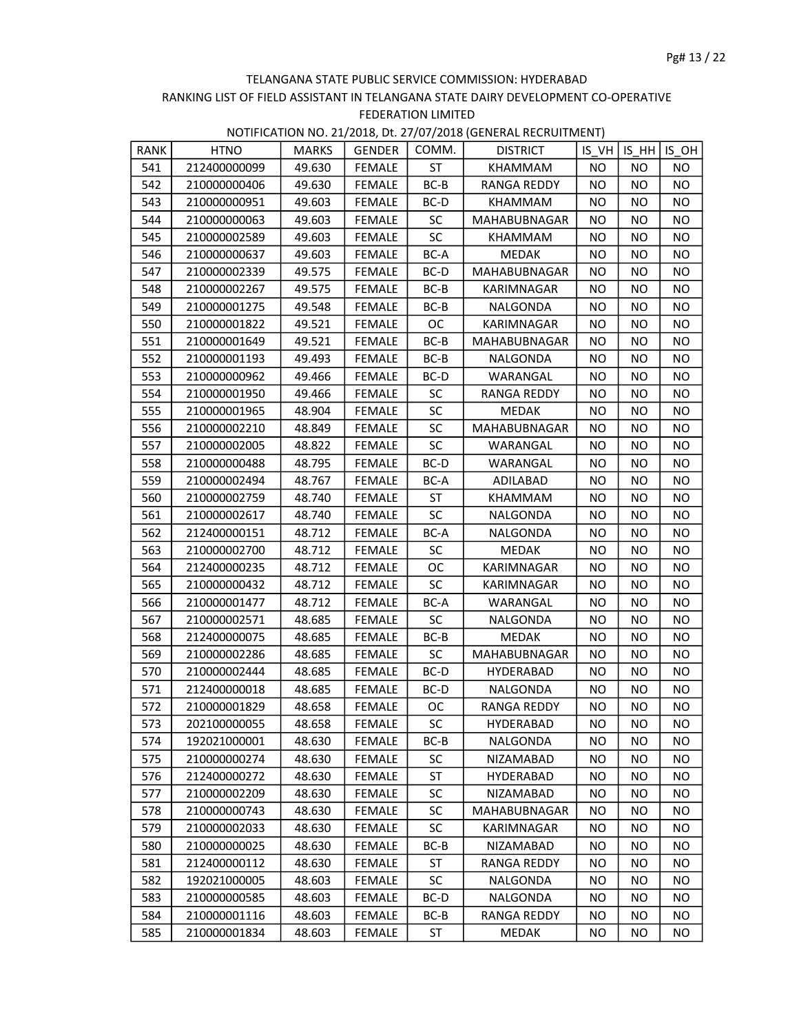TELANGANA STATE PUBLIC SERVICE COMMISSION: HYDERABAD

RANKING LIST OF FIELD ASSISTANT IN TELANGANA STATE DAIRY DEVELOPMENT CO-OPERATIVE FEDERATION LIMITED

NOTIFICATION NO. 21/2018, Dt. 27/07/2018 (GENERAL RECRUITMENT)

| RANK | HTNO | MARKS | GENDER | COMM. | DISTRICT | IS_VH | IS_HH | IS_OH |
|---|---|---|---|---|---|---|---|---|
| 541 | 212400000099 | 49.630 | FEMALE | ST | KHAMMAM | NO | NO | NO |
| 542 | 210000000406 | 49.630 | FEMALE | BC-B | RANGA REDDY | NO | NO | NO |
| 543 | 210000000951 | 49.603 | FEMALE | BC-D | KHAMMAM | NO | NO | NO |
| 544 | 210000000063 | 49.603 | FEMALE | SC | MAHABUBNAGAR | NO | NO | NO |
| 545 | 210000002589 | 49.603 | FEMALE | SC | KHAMMAM | NO | NO | NO |
| 546 | 210000000637 | 49.603 | FEMALE | BC-A | MEDAK | NO | NO | NO |
| 547 | 210000002339 | 49.575 | FEMALE | BC-D | MAHABUBNAGAR | NO | NO | NO |
| 548 | 210000002267 | 49.575 | FEMALE | BC-B | KARIMNAGAR | NO | NO | NO |
| 549 | 210000001275 | 49.548 | FEMALE | BC-B | NALGONDA | NO | NO | NO |
| 550 | 210000001822 | 49.521 | FEMALE | OC | KARIMNAGAR | NO | NO | NO |
| 551 | 210000001649 | 49.521 | FEMALE | BC-B | MAHABUBNAGAR | NO | NO | NO |
| 552 | 210000001193 | 49.493 | FEMALE | BC-B | NALGONDA | NO | NO | NO |
| 553 | 210000000962 | 49.466 | FEMALE | BC-D | WARANGAL | NO | NO | NO |
| 554 | 210000001950 | 49.466 | FEMALE | SC | RANGA REDDY | NO | NO | NO |
| 555 | 210000001965 | 48.904 | FEMALE | SC | MEDAK | NO | NO | NO |
| 556 | 210000002210 | 48.849 | FEMALE | SC | MAHABUBNAGAR | NO | NO | NO |
| 557 | 210000002005 | 48.822 | FEMALE | SC | WARANGAL | NO | NO | NO |
| 558 | 210000000488 | 48.795 | FEMALE | BC-D | WARANGAL | NO | NO | NO |
| 559 | 210000002494 | 48.767 | FEMALE | BC-A | ADILABAD | NO | NO | NO |
| 560 | 210000002759 | 48.740 | FEMALE | ST | KHAMMAM | NO | NO | NO |
| 561 | 210000002617 | 48.740 | FEMALE | SC | NALGONDA | NO | NO | NO |
| 562 | 212400000151 | 48.712 | FEMALE | BC-A | NALGONDA | NO | NO | NO |
| 563 | 210000002700 | 48.712 | FEMALE | SC | MEDAK | NO | NO | NO |
| 564 | 212400000235 | 48.712 | FEMALE | OC | KARIMNAGAR | NO | NO | NO |
| 565 | 210000000432 | 48.712 | FEMALE | SC | KARIMNAGAR | NO | NO | NO |
| 566 | 210000001477 | 48.712 | FEMALE | BC-A | WARANGAL | NO | NO | NO |
| 567 | 210000002571 | 48.685 | FEMALE | SC | NALGONDA | NO | NO | NO |
| 568 | 212400000075 | 48.685 | FEMALE | BC-B | MEDAK | NO | NO | NO |
| 569 | 210000002286 | 48.685 | FEMALE | SC | MAHABUBNAGAR | NO | NO | NO |
| 570 | 210000002444 | 48.685 | FEMALE | BC-D | HYDERABAD | NO | NO | NO |
| 571 | 212400000018 | 48.685 | FEMALE | BC-D | NALGONDA | NO | NO | NO |
| 572 | 210000001829 | 48.658 | FEMALE | OC | RANGA REDDY | NO | NO | NO |
| 573 | 202100000055 | 48.658 | FEMALE | SC | HYDERABAD | NO | NO | NO |
| 574 | 192021000001 | 48.630 | FEMALE | BC-B | NALGONDA | NO | NO | NO |
| 575 | 210000000274 | 48.630 | FEMALE | SC | NIZAMABAD | NO | NO | NO |
| 576 | 212400000272 | 48.630 | FEMALE | ST | HYDERABAD | NO | NO | NO |
| 577 | 210000002209 | 48.630 | FEMALE | SC | NIZAMABAD | NO | NO | NO |
| 578 | 210000000743 | 48.630 | FEMALE | SC | MAHABUBNAGAR | NO | NO | NO |
| 579 | 210000002033 | 48.630 | FEMALE | SC | KARIMNAGAR | NO | NO | NO |
| 580 | 210000000025 | 48.630 | FEMALE | BC-B | NIZAMABAD | NO | NO | NO |
| 581 | 212400000112 | 48.630 | FEMALE | ST | RANGA REDDY | NO | NO | NO |
| 582 | 192021000005 | 48.603 | FEMALE | SC | NALGONDA | NO | NO | NO |
| 583 | 210000000585 | 48.603 | FEMALE | BC-D | NALGONDA | NO | NO | NO |
| 584 | 210000001116 | 48.603 | FEMALE | BC-B | RANGA REDDY | NO | NO | NO |
| 585 | 210000001834 | 48.603 | FEMALE | ST | MEDAK | NO | NO | NO |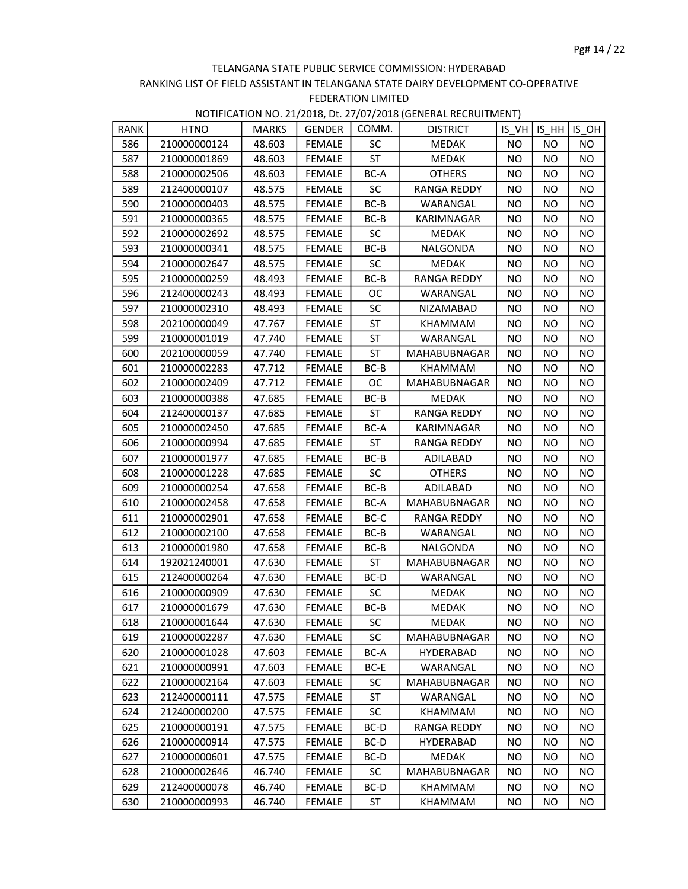TELANGANA STATE PUBLIC SERVICE COMMISSION: HYDERABAD

RANKING LIST OF FIELD ASSISTANT IN TELANGANA STATE DAIRY DEVELOPMENT CO-OPERATIVE FEDERATION LIMITED

NOTIFICATION NO. 21/2018, Dt. 27/07/2018 (GENERAL RECRUITMENT)

| RANK | HTNO | MARKS | GENDER | COMM. | DISTRICT | IS_VH | IS_HH | IS_OH |
|---|---|---|---|---|---|---|---|---|
| 586 | 210000000124 | 48.603 | FEMALE | SC | MEDAK | NO | NO | NO |
| 587 | 210000001869 | 48.603 | FEMALE | ST | MEDAK | NO | NO | NO |
| 588 | 210000002506 | 48.603 | FEMALE | BC-A | OTHERS | NO | NO | NO |
| 589 | 212400000107 | 48.575 | FEMALE | SC | RANGA REDDY | NO | NO | NO |
| 590 | 210000000403 | 48.575 | FEMALE | BC-B | WARANGAL | NO | NO | NO |
| 591 | 210000000365 | 48.575 | FEMALE | BC-B | KARIMNAGAR | NO | NO | NO |
| 592 | 210000002692 | 48.575 | FEMALE | SC | MEDAK | NO | NO | NO |
| 593 | 210000000341 | 48.575 | FEMALE | BC-B | NALGONDA | NO | NO | NO |
| 594 | 210000002647 | 48.575 | FEMALE | SC | MEDAK | NO | NO | NO |
| 595 | 210000000259 | 48.493 | FEMALE | BC-B | RANGA REDDY | NO | NO | NO |
| 596 | 212400000243 | 48.493 | FEMALE | OC | WARANGAL | NO | NO | NO |
| 597 | 210000002310 | 48.493 | FEMALE | SC | NIZAMABAD | NO | NO | NO |
| 598 | 202100000049 | 47.767 | FEMALE | ST | KHAMMAM | NO | NO | NO |
| 599 | 210000001019 | 47.740 | FEMALE | ST | WARANGAL | NO | NO | NO |
| 600 | 202100000059 | 47.740 | FEMALE | ST | MAHABUBNAGAR | NO | NO | NO |
| 601 | 210000002283 | 47.712 | FEMALE | BC-B | KHAMMAM | NO | NO | NO |
| 602 | 210000002409 | 47.712 | FEMALE | OC | MAHABUBNAGAR | NO | NO | NO |
| 603 | 210000000388 | 47.685 | FEMALE | BC-B | MEDAK | NO | NO | NO |
| 604 | 212400000137 | 47.685 | FEMALE | ST | RANGA REDDY | NO | NO | NO |
| 605 | 210000002450 | 47.685 | FEMALE | BC-A | KARIMNAGAR | NO | NO | NO |
| 606 | 210000000994 | 47.685 | FEMALE | ST | RANGA REDDY | NO | NO | NO |
| 607 | 210000001977 | 47.685 | FEMALE | BC-B | ADILABAD | NO | NO | NO |
| 608 | 210000001228 | 47.685 | FEMALE | SC | OTHERS | NO | NO | NO |
| 609 | 210000000254 | 47.658 | FEMALE | BC-B | ADILABAD | NO | NO | NO |
| 610 | 210000002458 | 47.658 | FEMALE | BC-A | MAHABUBNAGAR | NO | NO | NO |
| 611 | 210000002901 | 47.658 | FEMALE | BC-C | RANGA REDDY | NO | NO | NO |
| 612 | 210000002100 | 47.658 | FEMALE | BC-B | WARANGAL | NO | NO | NO |
| 613 | 210000001980 | 47.658 | FEMALE | BC-B | NALGONDA | NO | NO | NO |
| 614 | 192021240001 | 47.630 | FEMALE | ST | MAHABUBNAGAR | NO | NO | NO |
| 615 | 212400000264 | 47.630 | FEMALE | BC-D | WARANGAL | NO | NO | NO |
| 616 | 210000000909 | 47.630 | FEMALE | SC | MEDAK | NO | NO | NO |
| 617 | 210000001679 | 47.630 | FEMALE | BC-B | MEDAK | NO | NO | NO |
| 618 | 210000001644 | 47.630 | FEMALE | SC | MEDAK | NO | NO | NO |
| 619 | 210000002287 | 47.630 | FEMALE | SC | MAHABUBNAGAR | NO | NO | NO |
| 620 | 210000001028 | 47.603 | FEMALE | BC-A | HYDERABAD | NO | NO | NO |
| 621 | 210000000991 | 47.603 | FEMALE | BC-E | WARANGAL | NO | NO | NO |
| 622 | 210000002164 | 47.603 | FEMALE | SC | MAHABUBNAGAR | NO | NO | NO |
| 623 | 212400000111 | 47.575 | FEMALE | ST | WARANGAL | NO | NO | NO |
| 624 | 212400000200 | 47.575 | FEMALE | SC | KHAMMAM | NO | NO | NO |
| 625 | 210000000191 | 47.575 | FEMALE | BC-D | RANGA REDDY | NO | NO | NO |
| 626 | 210000000914 | 47.575 | FEMALE | BC-D | HYDERABAD | NO | NO | NO |
| 627 | 210000000601 | 47.575 | FEMALE | BC-D | MEDAK | NO | NO | NO |
| 628 | 210000002646 | 46.740 | FEMALE | SC | MAHABUBNAGAR | NO | NO | NO |
| 629 | 212400000078 | 46.740 | FEMALE | BC-D | KHAMMAM | NO | NO | NO |
| 630 | 210000000993 | 46.740 | FEMALE | ST | KHAMMAM | NO | NO | NO |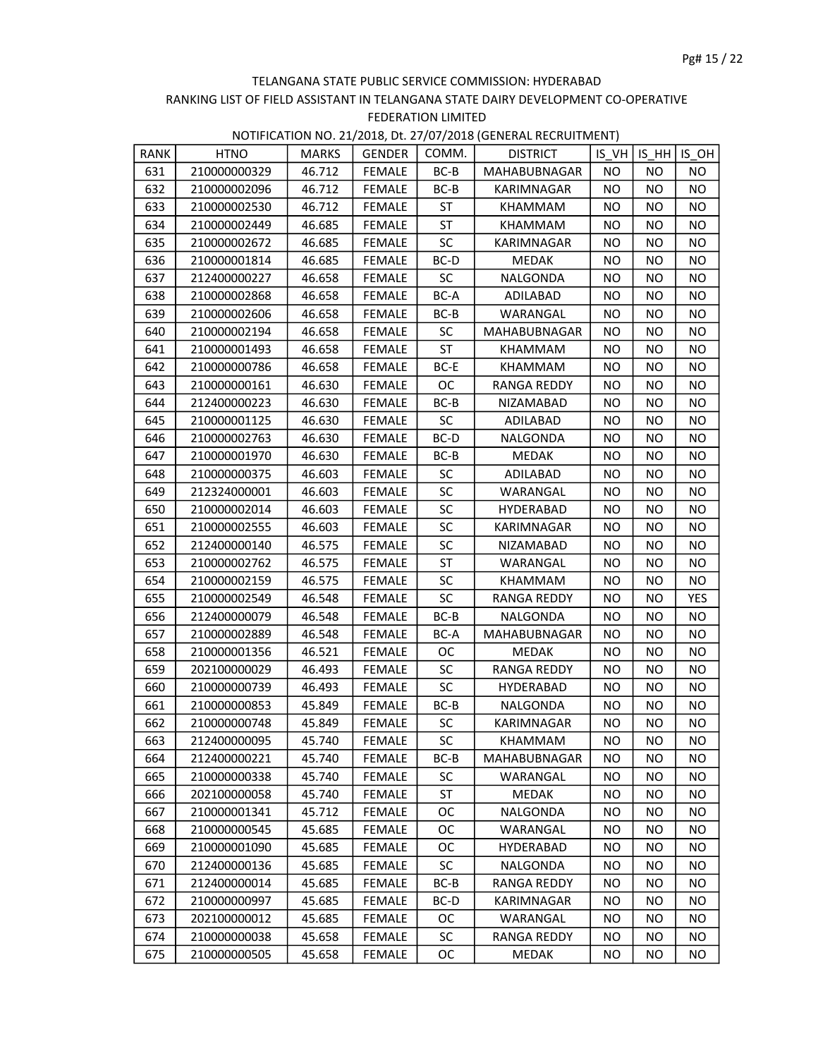TELANGANA STATE PUBLIC SERVICE COMMISSION: HYDERABAD

RANKING LIST OF FIELD ASSISTANT IN TELANGANA STATE DAIRY DEVELOPMENT CO-OPERATIVE FEDERATION LIMITED

NOTIFICATION NO. 21/2018, Dt. 27/07/2018 (GENERAL RECRUITMENT)

| RANK | HTNO | MARKS | GENDER | COMM. | DISTRICT | IS_VH | IS_HH | IS_OH |
|---|---|---|---|---|---|---|---|---|
| 631 | 210000000329 | 46.712 | FEMALE | BC-B | MAHABUBNAGAR | NO | NO | NO |
| 632 | 210000002096 | 46.712 | FEMALE | BC-B | KARIMNAGAR | NO | NO | NO |
| 633 | 210000002530 | 46.712 | FEMALE | ST | KHAMMAM | NO | NO | NO |
| 634 | 210000002449 | 46.685 | FEMALE | ST | KHAMMAM | NO | NO | NO |
| 635 | 210000002672 | 46.685 | FEMALE | SC | KARIMNAGAR | NO | NO | NO |
| 636 | 210000001814 | 46.685 | FEMALE | BC-D | MEDAK | NO | NO | NO |
| 637 | 212400000227 | 46.658 | FEMALE | SC | NALGONDA | NO | NO | NO |
| 638 | 210000002868 | 46.658 | FEMALE | BC-A | ADILABAD | NO | NO | NO |
| 639 | 210000002606 | 46.658 | FEMALE | BC-B | WARANGAL | NO | NO | NO |
| 640 | 210000002194 | 46.658 | FEMALE | SC | MAHABUBNAGAR | NO | NO | NO |
| 641 | 210000001493 | 46.658 | FEMALE | ST | KHAMMAM | NO | NO | NO |
| 642 | 210000000786 | 46.658 | FEMALE | BC-E | KHAMMAM | NO | NO | NO |
| 643 | 210000000161 | 46.630 | FEMALE | OC | RANGA REDDY | NO | NO | NO |
| 644 | 212400000223 | 46.630 | FEMALE | BC-B | NIZAMABAD | NO | NO | NO |
| 645 | 210000001125 | 46.630 | FEMALE | SC | ADILABAD | NO | NO | NO |
| 646 | 210000002763 | 46.630 | FEMALE | BC-D | NALGONDA | NO | NO | NO |
| 647 | 210000001970 | 46.630 | FEMALE | BC-B | MEDAK | NO | NO | NO |
| 648 | 210000000375 | 46.603 | FEMALE | SC | ADILABAD | NO | NO | NO |
| 649 | 212324000001 | 46.603 | FEMALE | SC | WARANGAL | NO | NO | NO |
| 650 | 210000002014 | 46.603 | FEMALE | SC | HYDERABAD | NO | NO | NO |
| 651 | 210000002555 | 46.603 | FEMALE | SC | KARIMNAGAR | NO | NO | NO |
| 652 | 212400000140 | 46.575 | FEMALE | SC | NIZAMABAD | NO | NO | NO |
| 653 | 210000002762 | 46.575 | FEMALE | ST | WARANGAL | NO | NO | NO |
| 654 | 210000002159 | 46.575 | FEMALE | SC | KHAMMAM | NO | NO | NO |
| 655 | 210000002549 | 46.548 | FEMALE | SC | RANGA REDDY | NO | NO | YES |
| 656 | 212400000079 | 46.548 | FEMALE | BC-B | NALGONDA | NO | NO | NO |
| 657 | 210000002889 | 46.548 | FEMALE | BC-A | MAHABUBNAGAR | NO | NO | NO |
| 658 | 210000001356 | 46.521 | FEMALE | OC | MEDAK | NO | NO | NO |
| 659 | 202100000029 | 46.493 | FEMALE | SC | RANGA REDDY | NO | NO | NO |
| 660 | 210000000739 | 46.493 | FEMALE | SC | HYDERABAD | NO | NO | NO |
| 661 | 210000000853 | 45.849 | FEMALE | BC-B | NALGONDA | NO | NO | NO |
| 662 | 210000000748 | 45.849 | FEMALE | SC | KARIMNAGAR | NO | NO | NO |
| 663 | 212400000095 | 45.740 | FEMALE | SC | KHAMMAM | NO | NO | NO |
| 664 | 212400000221 | 45.740 | FEMALE | BC-B | MAHABUBNAGAR | NO | NO | NO |
| 665 | 210000000338 | 45.740 | FEMALE | SC | WARANGAL | NO | NO | NO |
| 666 | 202100000058 | 45.740 | FEMALE | ST | MEDAK | NO | NO | NO |
| 667 | 210000001341 | 45.712 | FEMALE | OC | NALGONDA | NO | NO | NO |
| 668 | 210000000545 | 45.685 | FEMALE | OC | WARANGAL | NO | NO | NO |
| 669 | 210000001090 | 45.685 | FEMALE | OC | HYDERABAD | NO | NO | NO |
| 670 | 212400000136 | 45.685 | FEMALE | SC | NALGONDA | NO | NO | NO |
| 671 | 212400000014 | 45.685 | FEMALE | BC-B | RANGA REDDY | NO | NO | NO |
| 672 | 210000000997 | 45.685 | FEMALE | BC-D | KARIMNAGAR | NO | NO | NO |
| 673 | 202100000012 | 45.685 | FEMALE | OC | WARANGAL | NO | NO | NO |
| 674 | 210000000038 | 45.658 | FEMALE | SC | RANGA REDDY | NO | NO | NO |
| 675 | 210000000505 | 45.658 | FEMALE | OC | MEDAK | NO | NO | NO |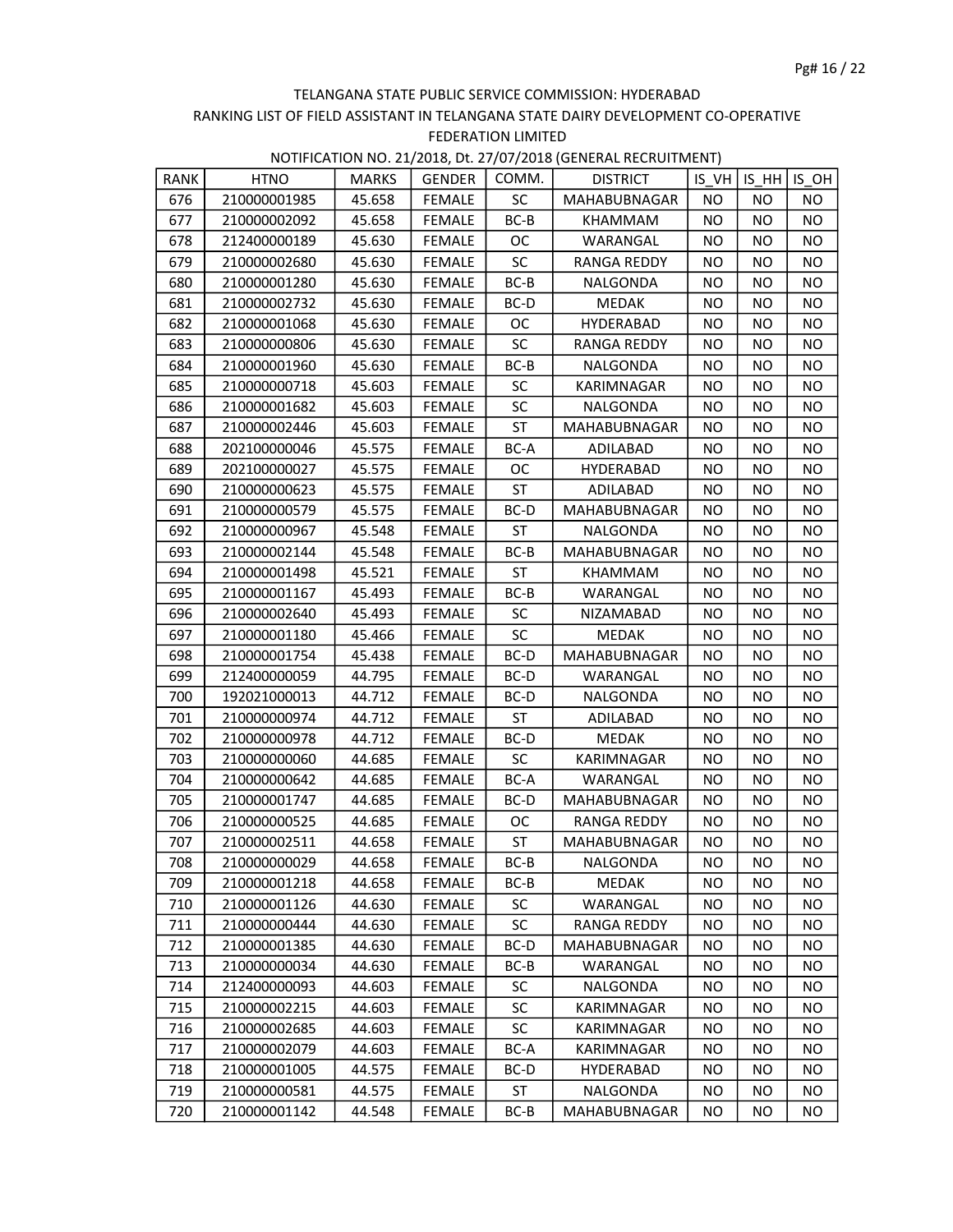TELANGANA STATE PUBLIC SERVICE COMMISSION: HYDERABAD

RANKING LIST OF FIELD ASSISTANT IN TELANGANA STATE DAIRY DEVELOPMENT CO-OPERATIVE FEDERATION LIMITED

NOTIFICATION NO. 21/2018, Dt. 27/07/2018 (GENERAL RECRUITMENT)

| RANK | HTNO | MARKS | GENDER | COMM. | DISTRICT | IS_VH | IS_HH | IS_OH |
|---|---|---|---|---|---|---|---|---|
| 676 | 210000001985 | 45.658 | FEMALE | SC | MAHABUBNAGAR | NO | NO | NO |
| 677 | 210000002092 | 45.658 | FEMALE | BC-B | KHAMMAM | NO | NO | NO |
| 678 | 212400000189 | 45.630 | FEMALE | OC | WARANGAL | NO | NO | NO |
| 679 | 210000002680 | 45.630 | FEMALE | SC | RANGA REDDY | NO | NO | NO |
| 680 | 210000001280 | 45.630 | FEMALE | BC-B | NALGONDA | NO | NO | NO |
| 681 | 210000002732 | 45.630 | FEMALE | BC-D | MEDAK | NO | NO | NO |
| 682 | 210000001068 | 45.630 | FEMALE | OC | HYDERABAD | NO | NO | NO |
| 683 | 210000000806 | 45.630 | FEMALE | SC | RANGA REDDY | NO | NO | NO |
| 684 | 210000001960 | 45.630 | FEMALE | BC-B | NALGONDA | NO | NO | NO |
| 685 | 210000000718 | 45.603 | FEMALE | SC | KARIMNAGAR | NO | NO | NO |
| 686 | 210000001682 | 45.603 | FEMALE | SC | NALGONDA | NO | NO | NO |
| 687 | 210000002446 | 45.603 | FEMALE | ST | MAHABUBNAGAR | NO | NO | NO |
| 688 | 202100000046 | 45.575 | FEMALE | BC-A | ADILABAD | NO | NO | NO |
| 689 | 202100000027 | 45.575 | FEMALE | OC | HYDERABAD | NO | NO | NO |
| 690 | 210000000623 | 45.575 | FEMALE | ST | ADILABAD | NO | NO | NO |
| 691 | 210000000579 | 45.575 | FEMALE | BC-D | MAHABUBNAGAR | NO | NO | NO |
| 692 | 210000000967 | 45.548 | FEMALE | ST | NALGONDA | NO | NO | NO |
| 693 | 210000002144 | 45.548 | FEMALE | BC-B | MAHABUBNAGAR | NO | NO | NO |
| 694 | 210000001498 | 45.521 | FEMALE | ST | KHAMMAM | NO | NO | NO |
| 695 | 210000001167 | 45.493 | FEMALE | BC-B | WARANGAL | NO | NO | NO |
| 696 | 210000002640 | 45.493 | FEMALE | SC | NIZAMABAD | NO | NO | NO |
| 697 | 210000001180 | 45.466 | FEMALE | SC | MEDAK | NO | NO | NO |
| 698 | 210000001754 | 45.438 | FEMALE | BC-D | MAHABUBNAGAR | NO | NO | NO |
| 699 | 212400000059 | 44.795 | FEMALE | BC-D | WARANGAL | NO | NO | NO |
| 700 | 192021000013 | 44.712 | FEMALE | BC-D | NALGONDA | NO | NO | NO |
| 701 | 210000000974 | 44.712 | FEMALE | ST | ADILABAD | NO | NO | NO |
| 702 | 210000000978 | 44.712 | FEMALE | BC-D | MEDAK | NO | NO | NO |
| 703 | 210000000060 | 44.685 | FEMALE | SC | KARIMNAGAR | NO | NO | NO |
| 704 | 210000000642 | 44.685 | FEMALE | BC-A | WARANGAL | NO | NO | NO |
| 705 | 210000001747 | 44.685 | FEMALE | BC-D | MAHABUBNAGAR | NO | NO | NO |
| 706 | 210000000525 | 44.685 | FEMALE | OC | RANGA REDDY | NO | NO | NO |
| 707 | 210000002511 | 44.658 | FEMALE | ST | MAHABUBNAGAR | NO | NO | NO |
| 708 | 210000000029 | 44.658 | FEMALE | BC-B | NALGONDA | NO | NO | NO |
| 709 | 210000001218 | 44.658 | FEMALE | BC-B | MEDAK | NO | NO | NO |
| 710 | 210000001126 | 44.630 | FEMALE | SC | WARANGAL | NO | NO | NO |
| 711 | 210000000444 | 44.630 | FEMALE | SC | RANGA REDDY | NO | NO | NO |
| 712 | 210000001385 | 44.630 | FEMALE | BC-D | MAHABUBNAGAR | NO | NO | NO |
| 713 | 210000000034 | 44.630 | FEMALE | BC-B | WARANGAL | NO | NO | NO |
| 714 | 212400000093 | 44.603 | FEMALE | SC | NALGONDA | NO | NO | NO |
| 715 | 210000002215 | 44.603 | FEMALE | SC | KARIMNAGAR | NO | NO | NO |
| 716 | 210000002685 | 44.603 | FEMALE | SC | KARIMNAGAR | NO | NO | NO |
| 717 | 210000002079 | 44.603 | FEMALE | BC-A | KARIMNAGAR | NO | NO | NO |
| 718 | 210000001005 | 44.575 | FEMALE | BC-D | HYDERABAD | NO | NO | NO |
| 719 | 210000000581 | 44.575 | FEMALE | ST | NALGONDA | NO | NO | NO |
| 720 | 210000001142 | 44.548 | FEMALE | BC-B | MAHABUBNAGAR | NO | NO | NO |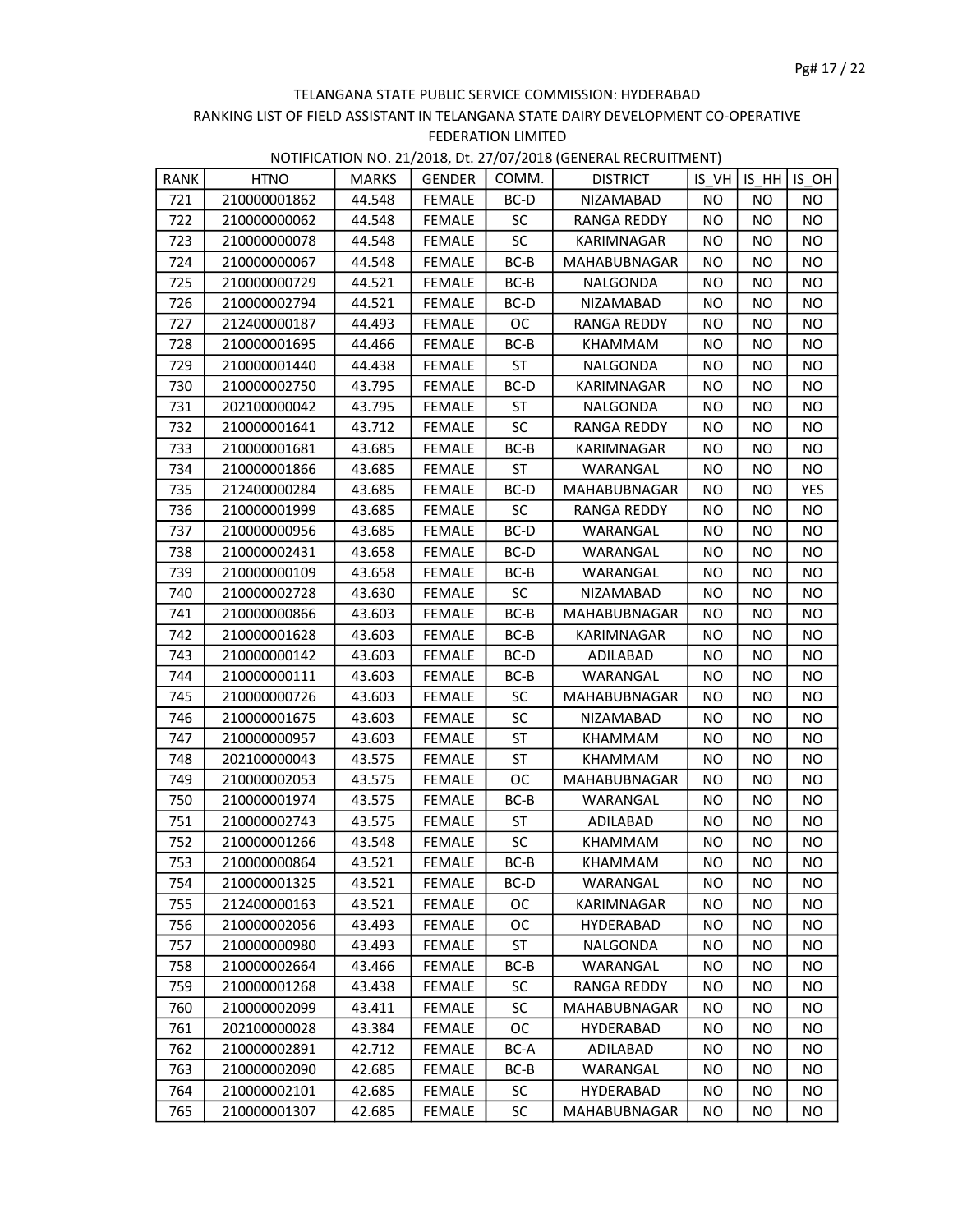TELANGANA STATE PUBLIC SERVICE COMMISSION: HYDERABAD

RANKING LIST OF FIELD ASSISTANT IN TELANGANA STATE DAIRY DEVELOPMENT CO-OPERATIVE FEDERATION LIMITED

NOTIFICATION NO. 21/2018, Dt. 27/07/2018 (GENERAL RECRUITMENT)

| RANK | HTNO | MARKS | GENDER | COMM. | DISTRICT | IS_VH | IS_HH | IS_OH |
|---|---|---|---|---|---|---|---|---|
| 721 | 210000001862 | 44.548 | FEMALE | BC-D | NIZAMABAD | NO | NO | NO |
| 722 | 210000000062 | 44.548 | FEMALE | SC | RANGA REDDY | NO | NO | NO |
| 723 | 210000000078 | 44.548 | FEMALE | SC | KARIMNAGAR | NO | NO | NO |
| 724 | 210000000067 | 44.548 | FEMALE | BC-B | MAHABUBNAGAR | NO | NO | NO |
| 725 | 210000000729 | 44.521 | FEMALE | BC-B | NALGONDA | NO | NO | NO |
| 726 | 210000002794 | 44.521 | FEMALE | BC-D | NIZAMABAD | NO | NO | NO |
| 727 | 212400000187 | 44.493 | FEMALE | OC | RANGA REDDY | NO | NO | NO |
| 728 | 210000001695 | 44.466 | FEMALE | BC-B | KHAMMAM | NO | NO | NO |
| 729 | 210000001440 | 44.438 | FEMALE | ST | NALGONDA | NO | NO | NO |
| 730 | 210000002750 | 43.795 | FEMALE | BC-D | KARIMNAGAR | NO | NO | NO |
| 731 | 202100000042 | 43.795 | FEMALE | ST | NALGONDA | NO | NO | NO |
| 732 | 210000001641 | 43.712 | FEMALE | SC | RANGA REDDY | NO | NO | NO |
| 733 | 210000001681 | 43.685 | FEMALE | BC-B | KARIMNAGAR | NO | NO | NO |
| 734 | 210000001866 | 43.685 | FEMALE | ST | WARANGAL | NO | NO | NO |
| 735 | 212400000284 | 43.685 | FEMALE | BC-D | MAHABUBNAGAR | NO | NO | YES |
| 736 | 210000001999 | 43.685 | FEMALE | SC | RANGA REDDY | NO | NO | NO |
| 737 | 210000000956 | 43.685 | FEMALE | BC-D | WARANGAL | NO | NO | NO |
| 738 | 210000002431 | 43.658 | FEMALE | BC-D | WARANGAL | NO | NO | NO |
| 739 | 210000000109 | 43.658 | FEMALE | BC-B | WARANGAL | NO | NO | NO |
| 740 | 210000002728 | 43.630 | FEMALE | SC | NIZAMABAD | NO | NO | NO |
| 741 | 210000000866 | 43.603 | FEMALE | BC-B | MAHABUBNAGAR | NO | NO | NO |
| 742 | 210000001628 | 43.603 | FEMALE | BC-B | KARIMNAGAR | NO | NO | NO |
| 743 | 210000000142 | 43.603 | FEMALE | BC-D | ADILABAD | NO | NO | NO |
| 744 | 210000000111 | 43.603 | FEMALE | BC-B | WARANGAL | NO | NO | NO |
| 745 | 210000000726 | 43.603 | FEMALE | SC | MAHABUBNAGAR | NO | NO | NO |
| 746 | 210000001675 | 43.603 | FEMALE | SC | NIZAMABAD | NO | NO | NO |
| 747 | 210000000957 | 43.603 | FEMALE | ST | KHAMMAM | NO | NO | NO |
| 748 | 202100000043 | 43.575 | FEMALE | ST | KHAMMAM | NO | NO | NO |
| 749 | 210000002053 | 43.575 | FEMALE | OC | MAHABUBNAGAR | NO | NO | NO |
| 750 | 210000001974 | 43.575 | FEMALE | BC-B | WARANGAL | NO | NO | NO |
| 751 | 210000002743 | 43.575 | FEMALE | ST | ADILABAD | NO | NO | NO |
| 752 | 210000001266 | 43.548 | FEMALE | SC | KHAMMAM | NO | NO | NO |
| 753 | 210000000864 | 43.521 | FEMALE | BC-B | KHAMMAM | NO | NO | NO |
| 754 | 210000001325 | 43.521 | FEMALE | BC-D | WARANGAL | NO | NO | NO |
| 755 | 212400000163 | 43.521 | FEMALE | OC | KARIMNAGAR | NO | NO | NO |
| 756 | 210000002056 | 43.493 | FEMALE | OC | HYDERABAD | NO | NO | NO |
| 757 | 210000000980 | 43.493 | FEMALE | ST | NALGONDA | NO | NO | NO |
| 758 | 210000002664 | 43.466 | FEMALE | BC-B | WARANGAL | NO | NO | NO |
| 759 | 210000001268 | 43.438 | FEMALE | SC | RANGA REDDY | NO | NO | NO |
| 760 | 210000002099 | 43.411 | FEMALE | SC | MAHABUBNAGAR | NO | NO | NO |
| 761 | 202100000028 | 43.384 | FEMALE | OC | HYDERABAD | NO | NO | NO |
| 762 | 210000002891 | 42.712 | FEMALE | BC-A | ADILABAD | NO | NO | NO |
| 763 | 210000002090 | 42.685 | FEMALE | BC-B | WARANGAL | NO | NO | NO |
| 764 | 210000002101 | 42.685 | FEMALE | SC | HYDERABAD | NO | NO | NO |
| 765 | 210000001307 | 42.685 | FEMALE | SC | MAHABUBNAGAR | NO | NO | NO |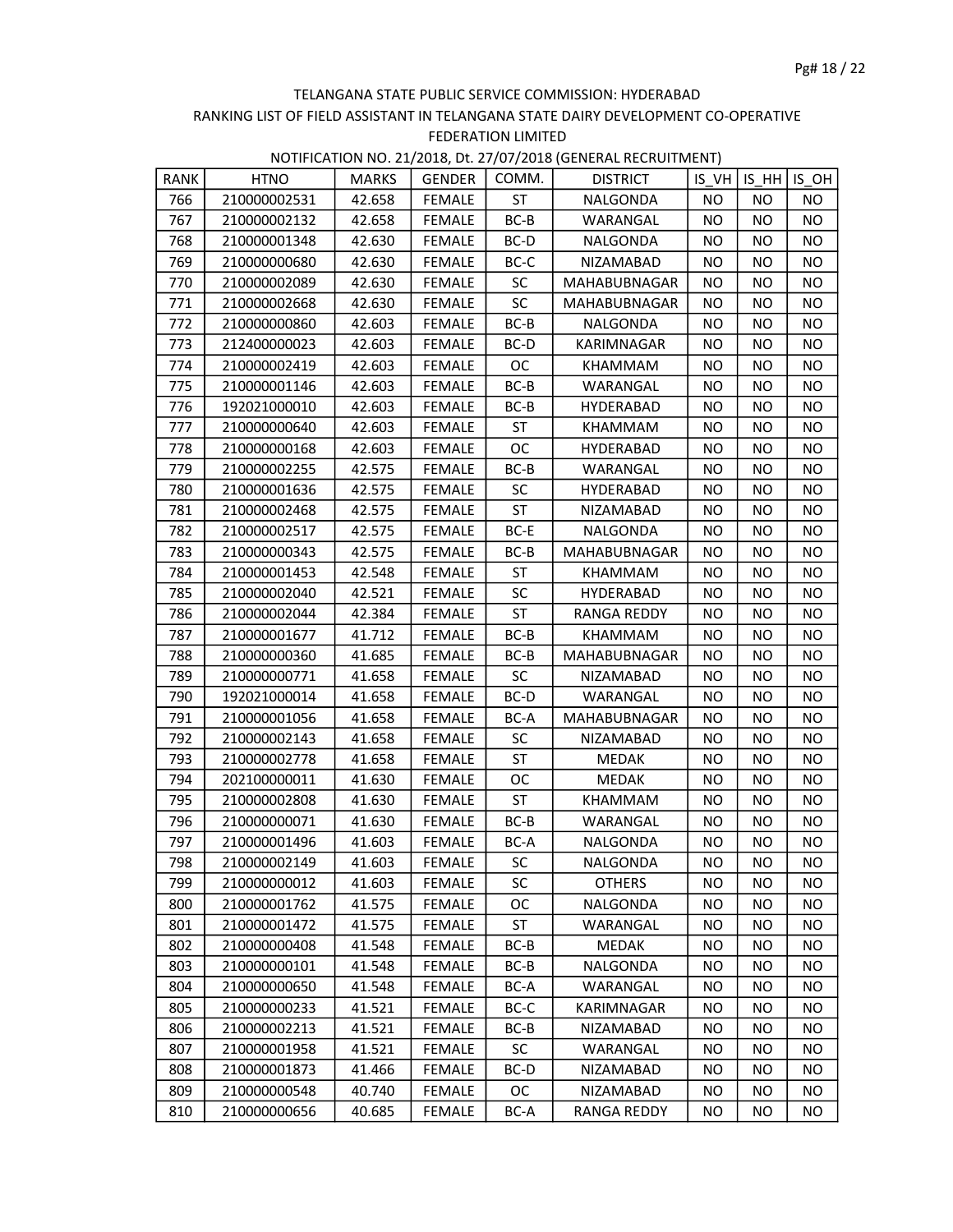TELANGANA STATE PUBLIC SERVICE COMMISSION: HYDERABAD

RANKING LIST OF FIELD ASSISTANT IN TELANGANA STATE DAIRY DEVELOPMENT CO-OPERATIVE FEDERATION LIMITED

NOTIFICATION NO. 21/2018, Dt. 27/07/2018 (GENERAL RECRUITMENT)

| RANK | HTNO | MARKS | GENDER | COMM. | DISTRICT | IS_VH | IS_HH | IS_OH |
|---|---|---|---|---|---|---|---|---|
| 766 | 210000002531 | 42.658 | FEMALE | ST | NALGONDA | NO | NO | NO |
| 767 | 210000002132 | 42.658 | FEMALE | BC-B | WARANGAL | NO | NO | NO |
| 768 | 210000001348 | 42.630 | FEMALE | BC-D | NALGONDA | NO | NO | NO |
| 769 | 210000000680 | 42.630 | FEMALE | BC-C | NIZAMABAD | NO | NO | NO |
| 770 | 210000002089 | 42.630 | FEMALE | SC | MAHABUBNAGAR | NO | NO | NO |
| 771 | 210000002668 | 42.630 | FEMALE | SC | MAHABUBNAGAR | NO | NO | NO |
| 772 | 210000000860 | 42.603 | FEMALE | BC-B | NALGONDA | NO | NO | NO |
| 773 | 212400000023 | 42.603 | FEMALE | BC-D | KARIMNAGAR | NO | NO | NO |
| 774 | 210000002419 | 42.603 | FEMALE | OC | KHAMMAM | NO | NO | NO |
| 775 | 210000001146 | 42.603 | FEMALE | BC-B | WARANGAL | NO | NO | NO |
| 776 | 192021000010 | 42.603 | FEMALE | BC-B | HYDERABAD | NO | NO | NO |
| 777 | 210000000640 | 42.603 | FEMALE | ST | KHAMMAM | NO | NO | NO |
| 778 | 210000000168 | 42.603 | FEMALE | OC | HYDERABAD | NO | NO | NO |
| 779 | 210000002255 | 42.575 | FEMALE | BC-B | WARANGAL | NO | NO | NO |
| 780 | 210000001636 | 42.575 | FEMALE | SC | HYDERABAD | NO | NO | NO |
| 781 | 210000002468 | 42.575 | FEMALE | ST | NIZAMABAD | NO | NO | NO |
| 782 | 210000002517 | 42.575 | FEMALE | BC-E | NALGONDA | NO | NO | NO |
| 783 | 210000000343 | 42.575 | FEMALE | BC-B | MAHABUBNAGAR | NO | NO | NO |
| 784 | 210000001453 | 42.548 | FEMALE | ST | KHAMMAM | NO | NO | NO |
| 785 | 210000002040 | 42.521 | FEMALE | SC | HYDERABAD | NO | NO | NO |
| 786 | 210000002044 | 42.384 | FEMALE | ST | RANGA REDDY | NO | NO | NO |
| 787 | 210000001677 | 41.712 | FEMALE | BC-B | KHAMMAM | NO | NO | NO |
| 788 | 210000000360 | 41.685 | FEMALE | BC-B | MAHABUBNAGAR | NO | NO | NO |
| 789 | 210000000771 | 41.658 | FEMALE | SC | NIZAMABAD | NO | NO | NO |
| 790 | 192021000014 | 41.658 | FEMALE | BC-D | WARANGAL | NO | NO | NO |
| 791 | 210000001056 | 41.658 | FEMALE | BC-A | MAHABUBNAGAR | NO | NO | NO |
| 792 | 210000002143 | 41.658 | FEMALE | SC | NIZAMABAD | NO | NO | NO |
| 793 | 210000002778 | 41.658 | FEMALE | ST | MEDAK | NO | NO | NO |
| 794 | 202100000011 | 41.630 | FEMALE | OC | MEDAK | NO | NO | NO |
| 795 | 210000002808 | 41.630 | FEMALE | ST | KHAMMAM | NO | NO | NO |
| 796 | 210000000071 | 41.630 | FEMALE | BC-B | WARANGAL | NO | NO | NO |
| 797 | 210000001496 | 41.603 | FEMALE | BC-A | NALGONDA | NO | NO | NO |
| 798 | 210000002149 | 41.603 | FEMALE | SC | NALGONDA | NO | NO | NO |
| 799 | 210000000012 | 41.603 | FEMALE | SC | OTHERS | NO | NO | NO |
| 800 | 210000001762 | 41.575 | FEMALE | OC | NALGONDA | NO | NO | NO |
| 801 | 210000001472 | 41.575 | FEMALE | ST | WARANGAL | NO | NO | NO |
| 802 | 210000000408 | 41.548 | FEMALE | BC-B | MEDAK | NO | NO | NO |
| 803 | 210000000101 | 41.548 | FEMALE | BC-B | NALGONDA | NO | NO | NO |
| 804 | 210000000650 | 41.548 | FEMALE | BC-A | WARANGAL | NO | NO | NO |
| 805 | 210000000233 | 41.521 | FEMALE | BC-C | KARIMNAGAR | NO | NO | NO |
| 806 | 210000002213 | 41.521 | FEMALE | BC-B | NIZAMABAD | NO | NO | NO |
| 807 | 210000001958 | 41.521 | FEMALE | SC | WARANGAL | NO | NO | NO |
| 808 | 210000001873 | 41.466 | FEMALE | BC-D | NIZAMABAD | NO | NO | NO |
| 809 | 210000000548 | 40.740 | FEMALE | OC | NIZAMABAD | NO | NO | NO |
| 810 | 210000000656 | 40.685 | FEMALE | BC-A | RANGA REDDY | NO | NO | NO |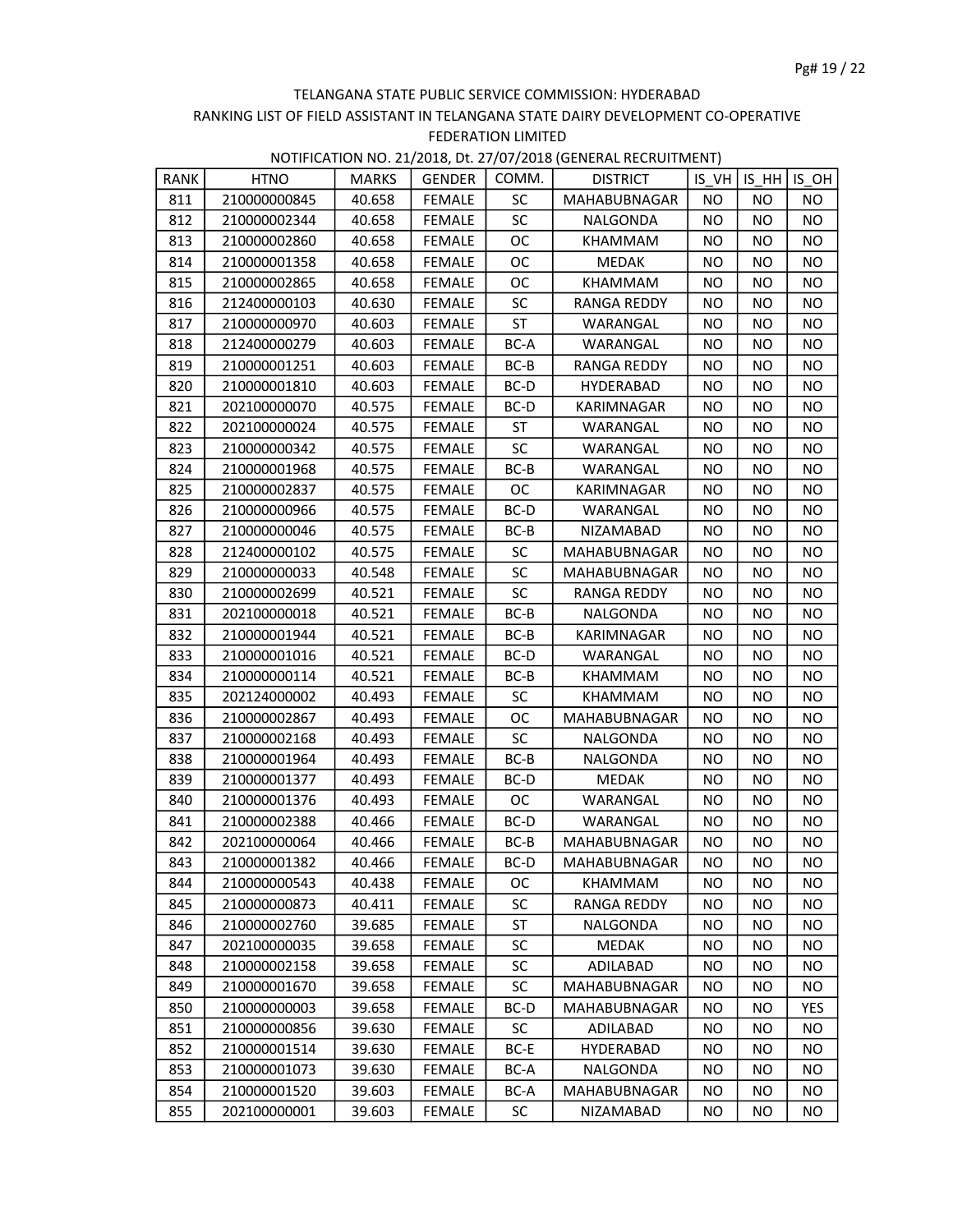TELANGANA STATE PUBLIC SERVICE COMMISSION: HYDERABAD

RANKING LIST OF FIELD ASSISTANT IN TELANGANA STATE DAIRY DEVELOPMENT CO-OPERATIVE FEDERATION LIMITED

NOTIFICATION NO. 21/2018, Dt. 27/07/2018 (GENERAL RECRUITMENT)

| RANK | HTNO | MARKS | GENDER | COMM. | DISTRICT | IS_VH | IS_HH | IS_OH |
|---|---|---|---|---|---|---|---|---|
| 811 | 210000000845 | 40.658 | FEMALE | SC | MAHABUBNAGAR | NO | NO | NO |
| 812 | 210000002344 | 40.658 | FEMALE | SC | NALGONDA | NO | NO | NO |
| 813 | 210000002860 | 40.658 | FEMALE | OC | KHAMMAM | NO | NO | NO |
| 814 | 210000001358 | 40.658 | FEMALE | OC | MEDAK | NO | NO | NO |
| 815 | 210000002865 | 40.658 | FEMALE | OC | KHAMMAM | NO | NO | NO |
| 816 | 212400000103 | 40.630 | FEMALE | SC | RANGA REDDY | NO | NO | NO |
| 817 | 210000000970 | 40.603 | FEMALE | ST | WARANGAL | NO | NO | NO |
| 818 | 212400000279 | 40.603 | FEMALE | BC-A | WARANGAL | NO | NO | NO |
| 819 | 210000001251 | 40.603 | FEMALE | BC-B | RANGA REDDY | NO | NO | NO |
| 820 | 210000001810 | 40.603 | FEMALE | BC-D | HYDERABAD | NO | NO | NO |
| 821 | 202100000070 | 40.575 | FEMALE | BC-D | KARIMNAGAR | NO | NO | NO |
| 822 | 202100000024 | 40.575 | FEMALE | ST | WARANGAL | NO | NO | NO |
| 823 | 210000000342 | 40.575 | FEMALE | SC | WARANGAL | NO | NO | NO |
| 824 | 210000001968 | 40.575 | FEMALE | BC-B | WARANGAL | NO | NO | NO |
| 825 | 210000002837 | 40.575 | FEMALE | OC | KARIMNAGAR | NO | NO | NO |
| 826 | 210000000966 | 40.575 | FEMALE | BC-D | WARANGAL | NO | NO | NO |
| 827 | 210000000046 | 40.575 | FEMALE | BC-B | NIZAMABAD | NO | NO | NO |
| 828 | 212400000102 | 40.575 | FEMALE | SC | MAHABUBNAGAR | NO | NO | NO |
| 829 | 210000000033 | 40.548 | FEMALE | SC | MAHABUBNAGAR | NO | NO | NO |
| 830 | 210000002699 | 40.521 | FEMALE | SC | RANGA REDDY | NO | NO | NO |
| 831 | 202100000018 | 40.521 | FEMALE | BC-B | NALGONDA | NO | NO | NO |
| 832 | 210000001944 | 40.521 | FEMALE | BC-B | KARIMNAGAR | NO | NO | NO |
| 833 | 210000001016 | 40.521 | FEMALE | BC-D | WARANGAL | NO | NO | NO |
| 834 | 210000000114 | 40.521 | FEMALE | BC-B | KHAMMAM | NO | NO | NO |
| 835 | 202124000002 | 40.493 | FEMALE | SC | KHAMMAM | NO | NO | NO |
| 836 | 210000002867 | 40.493 | FEMALE | OC | MAHABUBNAGAR | NO | NO | NO |
| 837 | 210000002168 | 40.493 | FEMALE | SC | NALGONDA | NO | NO | NO |
| 838 | 210000001964 | 40.493 | FEMALE | BC-B | NALGONDA | NO | NO | NO |
| 839 | 210000001377 | 40.493 | FEMALE | BC-D | MEDAK | NO | NO | NO |
| 840 | 210000001376 | 40.493 | FEMALE | OC | WARANGAL | NO | NO | NO |
| 841 | 210000002388 | 40.466 | FEMALE | BC-D | WARANGAL | NO | NO | NO |
| 842 | 202100000064 | 40.466 | FEMALE | BC-B | MAHABUBNAGAR | NO | NO | NO |
| 843 | 210000001382 | 40.466 | FEMALE | BC-D | MAHABUBNAGAR | NO | NO | NO |
| 844 | 210000000543 | 40.438 | FEMALE | OC | KHAMMAM | NO | NO | NO |
| 845 | 210000000873 | 40.411 | FEMALE | SC | RANGA REDDY | NO | NO | NO |
| 846 | 210000002760 | 39.685 | FEMALE | ST | NALGONDA | NO | NO | NO |
| 847 | 202100000035 | 39.658 | FEMALE | SC | MEDAK | NO | NO | NO |
| 848 | 210000002158 | 39.658 | FEMALE | SC | ADILABAD | NO | NO | NO |
| 849 | 210000001670 | 39.658 | FEMALE | SC | MAHABUBNAGAR | NO | NO | NO |
| 850 | 210000000003 | 39.658 | FEMALE | BC-D | MAHABUBNAGAR | NO | NO | YES |
| 851 | 210000000856 | 39.630 | FEMALE | SC | ADILABAD | NO | NO | NO |
| 852 | 210000001514 | 39.630 | FEMALE | BC-E | HYDERABAD | NO | NO | NO |
| 853 | 210000001073 | 39.630 | FEMALE | BC-A | NALGONDA | NO | NO | NO |
| 854 | 210000001520 | 39.603 | FEMALE | BC-A | MAHABUBNAGAR | NO | NO | NO |
| 855 | 202100000001 | 39.603 | FEMALE | SC | NIZAMABAD | NO | NO | NO |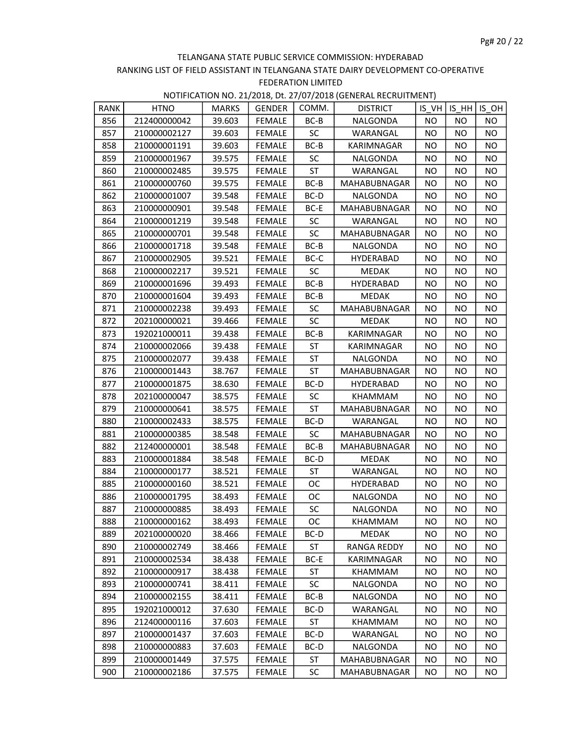TELANGANA STATE PUBLIC SERVICE COMMISSION: HYDERABAD

RANKING LIST OF FIELD ASSISTANT IN TELANGANA STATE DAIRY DEVELOPMENT CO-OPERATIVE FEDERATION LIMITED

NOTIFICATION NO. 21/2018, Dt. 27/07/2018 (GENERAL RECRUITMENT)

| RANK | HTNO | MARKS | GENDER | COMM. | DISTRICT | IS_VH | IS_HH | IS_OH |
|---|---|---|---|---|---|---|---|---|
| 856 | 212400000042 | 39.603 | FEMALE | BC-B | NALGONDA | NO | NO | NO |
| 857 | 210000002127 | 39.603 | FEMALE | SC | WARANGAL | NO | NO | NO |
| 858 | 210000001191 | 39.603 | FEMALE | BC-B | KARIMNAGAR | NO | NO | NO |
| 859 | 210000001967 | 39.575 | FEMALE | SC | NALGONDA | NO | NO | NO |
| 860 | 210000002485 | 39.575 | FEMALE | ST | WARANGAL | NO | NO | NO |
| 861 | 210000000760 | 39.575 | FEMALE | BC-B | MAHABUBNAGAR | NO | NO | NO |
| 862 | 210000001007 | 39.548 | FEMALE | BC-D | NALGONDA | NO | NO | NO |
| 863 | 210000000901 | 39.548 | FEMALE | BC-E | MAHABUBNAGAR | NO | NO | NO |
| 864 | 210000001219 | 39.548 | FEMALE | SC | WARANGAL | NO | NO | NO |
| 865 | 210000000701 | 39.548 | FEMALE | SC | MAHABUBNAGAR | NO | NO | NO |
| 866 | 210000001718 | 39.548 | FEMALE | BC-B | NALGONDA | NO | NO | NO |
| 867 | 210000002905 | 39.521 | FEMALE | BC-C | HYDERABAD | NO | NO | NO |
| 868 | 210000002217 | 39.521 | FEMALE | SC | MEDAK | NO | NO | NO |
| 869 | 210000001696 | 39.493 | FEMALE | BC-B | HYDERABAD | NO | NO | NO |
| 870 | 210000001604 | 39.493 | FEMALE | BC-B | MEDAK | NO | NO | NO |
| 871 | 210000002238 | 39.493 | FEMALE | SC | MAHABUBNAGAR | NO | NO | NO |
| 872 | 202100000021 | 39.466 | FEMALE | SC | MEDAK | NO | NO | NO |
| 873 | 192021000011 | 39.438 | FEMALE | BC-B | KARIMNAGAR | NO | NO | NO |
| 874 | 210000002066 | 39.438 | FEMALE | ST | KARIMNAGAR | NO | NO | NO |
| 875 | 210000002077 | 39.438 | FEMALE | ST | NALGONDA | NO | NO | NO |
| 876 | 210000001443 | 38.767 | FEMALE | ST | MAHABUBNAGAR | NO | NO | NO |
| 877 | 210000001875 | 38.630 | FEMALE | BC-D | HYDERABAD | NO | NO | NO |
| 878 | 202100000047 | 38.575 | FEMALE | SC | KHAMMAM | NO | NO | NO |
| 879 | 210000000641 | 38.575 | FEMALE | ST | MAHABUBNAGAR | NO | NO | NO |
| 880 | 210000002433 | 38.575 | FEMALE | BC-D | WARANGAL | NO | NO | NO |
| 881 | 210000000385 | 38.548 | FEMALE | SC | MAHABUBNAGAR | NO | NO | NO |
| 882 | 212400000001 | 38.548 | FEMALE | BC-B | MAHABUBNAGAR | NO | NO | NO |
| 883 | 210000001884 | 38.548 | FEMALE | BC-D | MEDAK | NO | NO | NO |
| 884 | 210000000177 | 38.521 | FEMALE | ST | WARANGAL | NO | NO | NO |
| 885 | 210000000160 | 38.521 | FEMALE | OC | HYDERABAD | NO | NO | NO |
| 886 | 210000001795 | 38.493 | FEMALE | OC | NALGONDA | NO | NO | NO |
| 887 | 210000000885 | 38.493 | FEMALE | SC | NALGONDA | NO | NO | NO |
| 888 | 210000000162 | 38.493 | FEMALE | OC | KHAMMAM | NO | NO | NO |
| 889 | 202100000020 | 38.466 | FEMALE | BC-D | MEDAK | NO | NO | NO |
| 890 | 210000002749 | 38.466 | FEMALE | ST | RANGA REDDY | NO | NO | NO |
| 891 | 210000002534 | 38.438 | FEMALE | BC-E | KARIMNAGAR | NO | NO | NO |
| 892 | 210000000917 | 38.438 | FEMALE | ST | KHAMMAM | NO | NO | NO |
| 893 | 210000000741 | 38.411 | FEMALE | SC | NALGONDA | NO | NO | NO |
| 894 | 210000002155 | 38.411 | FEMALE | BC-B | NALGONDA | NO | NO | NO |
| 895 | 192021000012 | 37.630 | FEMALE | BC-D | WARANGAL | NO | NO | NO |
| 896 | 212400000116 | 37.603 | FEMALE | ST | KHAMMAM | NO | NO | NO |
| 897 | 210000001437 | 37.603 | FEMALE | BC-D | WARANGAL | NO | NO | NO |
| 898 | 210000000883 | 37.603 | FEMALE | BC-D | NALGONDA | NO | NO | NO |
| 899 | 210000001449 | 37.575 | FEMALE | ST | MAHABUBNAGAR | NO | NO | NO |
| 900 | 210000002186 | 37.575 | FEMALE | SC | MAHABUBNAGAR | NO | NO | NO |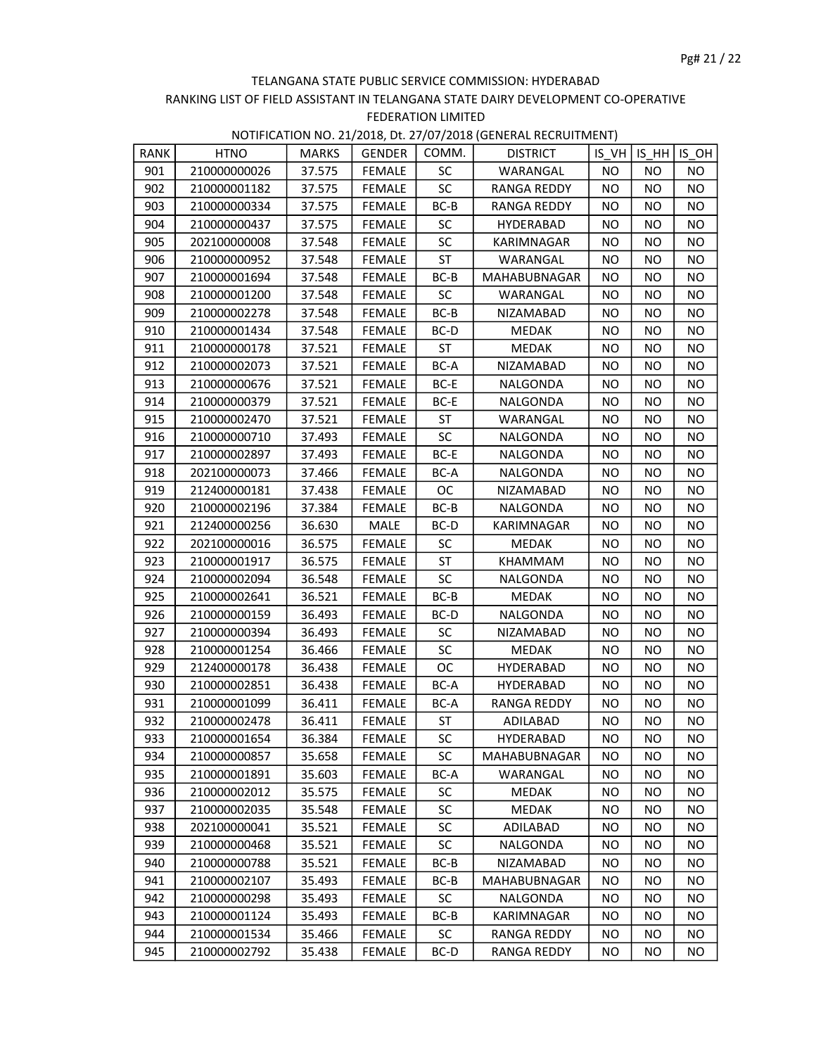TELANGANA STATE PUBLIC SERVICE COMMISSION: HYDERABAD

RANKING LIST OF FIELD ASSISTANT IN TELANGANA STATE DAIRY DEVELOPMENT CO-OPERATIVE FEDERATION LIMITED

NOTIFICATION NO. 21/2018, Dt. 27/07/2018 (GENERAL RECRUITMENT)

| RANK | HTNO | MARKS | GENDER | COMM. | DISTRICT | IS_VH | IS_HH | IS_OH |
|---|---|---|---|---|---|---|---|---|
| 901 | 210000000026 | 37.575 | FEMALE | SC | WARANGAL | NO | NO | NO |
| 902 | 210000001182 | 37.575 | FEMALE | SC | RANGA REDDY | NO | NO | NO |
| 903 | 210000000334 | 37.575 | FEMALE | BC-B | RANGA REDDY | NO | NO | NO |
| 904 | 210000000437 | 37.575 | FEMALE | SC | HYDERABAD | NO | NO | NO |
| 905 | 202100000008 | 37.548 | FEMALE | SC | KARIMNAGAR | NO | NO | NO |
| 906 | 210000000952 | 37.548 | FEMALE | ST | WARANGAL | NO | NO | NO |
| 907 | 210000001694 | 37.548 | FEMALE | BC-B | MAHABUBNAGAR | NO | NO | NO |
| 908 | 210000001200 | 37.548 | FEMALE | SC | WARANGAL | NO | NO | NO |
| 909 | 210000002278 | 37.548 | FEMALE | BC-B | NIZAMABAD | NO | NO | NO |
| 910 | 210000001434 | 37.548 | FEMALE | BC-D | MEDAK | NO | NO | NO |
| 911 | 210000000178 | 37.521 | FEMALE | ST | MEDAK | NO | NO | NO |
| 912 | 210000002073 | 37.521 | FEMALE | BC-A | NIZAMABAD | NO | NO | NO |
| 913 | 210000000676 | 37.521 | FEMALE | BC-E | NALGONDA | NO | NO | NO |
| 914 | 210000000379 | 37.521 | FEMALE | BC-E | NALGONDA | NO | NO | NO |
| 915 | 210000002470 | 37.521 | FEMALE | ST | WARANGAL | NO | NO | NO |
| 916 | 210000000710 | 37.493 | FEMALE | SC | NALGONDA | NO | NO | NO |
| 917 | 210000002897 | 37.493 | FEMALE | BC-E | NALGONDA | NO | NO | NO |
| 918 | 202100000073 | 37.466 | FEMALE | BC-A | NALGONDA | NO | NO | NO |
| 919 | 212400000181 | 37.438 | FEMALE | OC | NIZAMABAD | NO | NO | NO |
| 920 | 210000002196 | 37.384 | FEMALE | BC-B | NALGONDA | NO | NO | NO |
| 921 | 212400000256 | 36.630 | MALE | BC-D | KARIMNAGAR | NO | NO | NO |
| 922 | 202100000016 | 36.575 | FEMALE | SC | MEDAK | NO | NO | NO |
| 923 | 210000001917 | 36.575 | FEMALE | ST | KHAMMAM | NO | NO | NO |
| 924 | 210000002094 | 36.548 | FEMALE | SC | NALGONDA | NO | NO | NO |
| 925 | 210000002641 | 36.521 | FEMALE | BC-B | MEDAK | NO | NO | NO |
| 926 | 210000000159 | 36.493 | FEMALE | BC-D | NALGONDA | NO | NO | NO |
| 927 | 210000000394 | 36.493 | FEMALE | SC | NIZAMABAD | NO | NO | NO |
| 928 | 210000001254 | 36.466 | FEMALE | SC | MEDAK | NO | NO | NO |
| 929 | 212400000178 | 36.438 | FEMALE | OC | HYDERABAD | NO | NO | NO |
| 930 | 210000002851 | 36.438 | FEMALE | BC-A | HYDERABAD | NO | NO | NO |
| 931 | 210000001099 | 36.411 | FEMALE | BC-A | RANGA REDDY | NO | NO | NO |
| 932 | 210000002478 | 36.411 | FEMALE | ST | ADILABAD | NO | NO | NO |
| 933 | 210000001654 | 36.384 | FEMALE | SC | HYDERABAD | NO | NO | NO |
| 934 | 210000000857 | 35.658 | FEMALE | SC | MAHABUBNAGAR | NO | NO | NO |
| 935 | 210000001891 | 35.603 | FEMALE | BC-A | WARANGAL | NO | NO | NO |
| 936 | 210000002012 | 35.575 | FEMALE | SC | MEDAK | NO | NO | NO |
| 937 | 210000002035 | 35.548 | FEMALE | SC | MEDAK | NO | NO | NO |
| 938 | 202100000041 | 35.521 | FEMALE | SC | ADILABAD | NO | NO | NO |
| 939 | 210000000468 | 35.521 | FEMALE | SC | NALGONDA | NO | NO | NO |
| 940 | 210000000788 | 35.521 | FEMALE | BC-B | NIZAMABAD | NO | NO | NO |
| 941 | 210000002107 | 35.493 | FEMALE | BC-B | MAHABUBNAGAR | NO | NO | NO |
| 942 | 210000000298 | 35.493 | FEMALE | SC | NALGONDA | NO | NO | NO |
| 943 | 210000001124 | 35.493 | FEMALE | BC-B | KARIMNAGAR | NO | NO | NO |
| 944 | 210000001534 | 35.466 | FEMALE | SC | RANGA REDDY | NO | NO | NO |
| 945 | 210000002792 | 35.438 | FEMALE | BC-D | RANGA REDDY | NO | NO | NO |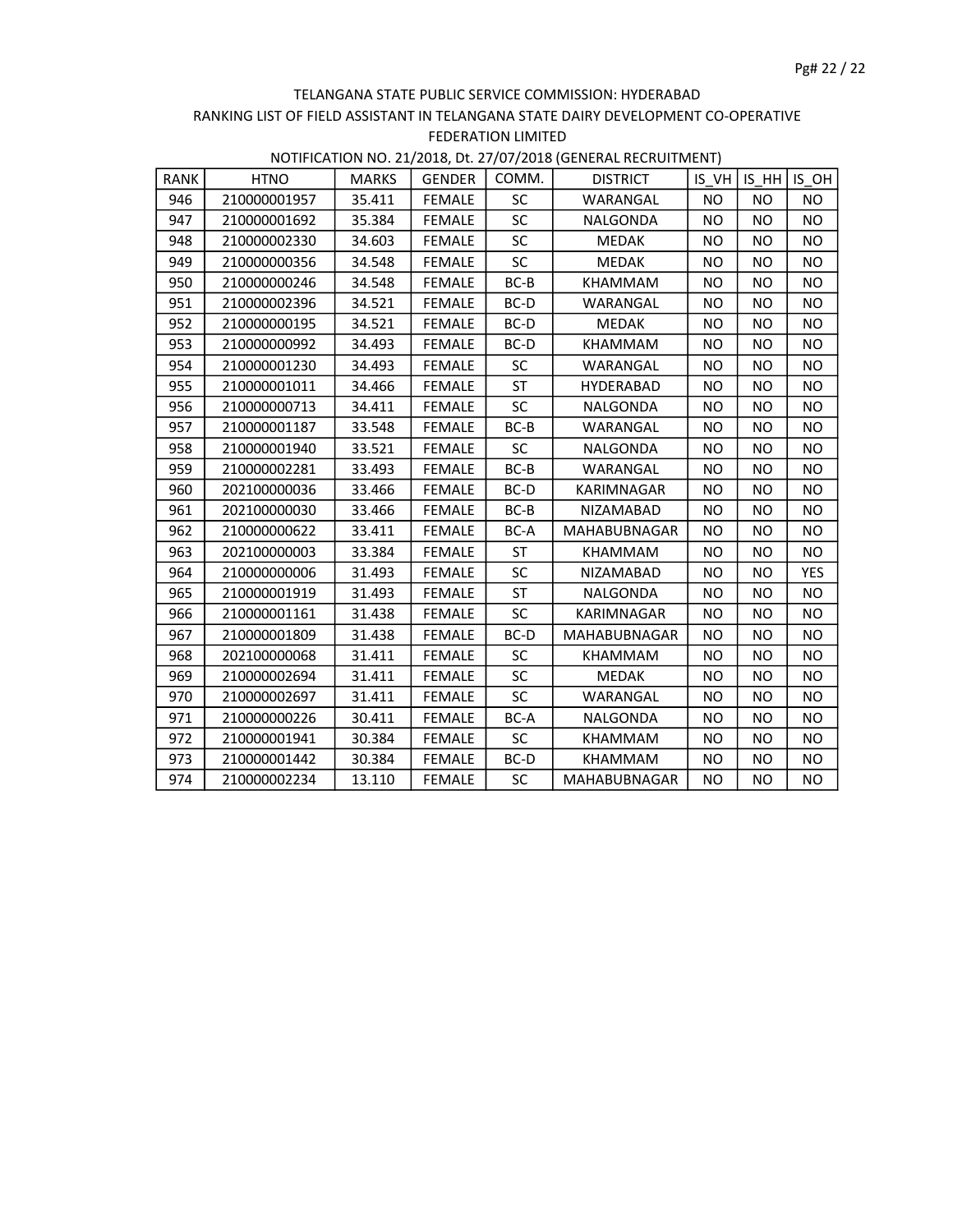TELANGANA STATE PUBLIC SERVICE COMMISSION: HYDERABAD

RANKING LIST OF FIELD ASSISTANT IN TELANGANA STATE DAIRY DEVELOPMENT CO-OPERATIVE FEDERATION LIMITED

NOTIFICATION NO. 21/2018, Dt. 27/07/2018 (GENERAL RECRUITMENT)

| RANK | HTNO | MARKS | GENDER | COMM. | DISTRICT | IS_VH | IS_HH | IS_OH |
|---|---|---|---|---|---|---|---|---|
| 946 | 210000001957 | 35.411 | FEMALE | SC | WARANGAL | NO | NO | NO |
| 947 | 210000001692 | 35.384 | FEMALE | SC | NALGONDA | NO | NO | NO |
| 948 | 210000002330 | 34.603 | FEMALE | SC | MEDAK | NO | NO | NO |
| 949 | 210000000356 | 34.548 | FEMALE | SC | MEDAK | NO | NO | NO |
| 950 | 210000000246 | 34.548 | FEMALE | BC-B | KHAMMAM | NO | NO | NO |
| 951 | 210000002396 | 34.521 | FEMALE | BC-D | WARANGAL | NO | NO | NO |
| 952 | 210000000195 | 34.521 | FEMALE | BC-D | MEDAK | NO | NO | NO |
| 953 | 210000000992 | 34.493 | FEMALE | BC-D | KHAMMAM | NO | NO | NO |
| 954 | 210000001230 | 34.493 | FEMALE | SC | WARANGAL | NO | NO | NO |
| 955 | 210000001011 | 34.466 | FEMALE | ST | HYDERABAD | NO | NO | NO |
| 956 | 210000000713 | 34.411 | FEMALE | SC | NALGONDA | NO | NO | NO |
| 957 | 210000001187 | 33.548 | FEMALE | BC-B | WARANGAL | NO | NO | NO |
| 958 | 210000001940 | 33.521 | FEMALE | SC | NALGONDA | NO | NO | NO |
| 959 | 210000002281 | 33.493 | FEMALE | BC-B | WARANGAL | NO | NO | NO |
| 960 | 202100000036 | 33.466 | FEMALE | BC-D | KARIMNAGAR | NO | NO | NO |
| 961 | 202100000030 | 33.466 | FEMALE | BC-B | NIZAMABAD | NO | NO | NO |
| 962 | 210000000622 | 33.411 | FEMALE | BC-A | MAHABUBNAGAR | NO | NO | NO |
| 963 | 202100000003 | 33.384 | FEMALE | ST | KHAMMAM | NO | NO | NO |
| 964 | 210000000006 | 31.493 | FEMALE | SC | NIZAMABAD | NO | NO | YES |
| 965 | 210000001919 | 31.493 | FEMALE | ST | NALGONDA | NO | NO | NO |
| 966 | 210000001161 | 31.438 | FEMALE | SC | KARIMNAGAR | NO | NO | NO |
| 967 | 210000001809 | 31.438 | FEMALE | BC-D | MAHABUBNAGAR | NO | NO | NO |
| 968 | 202100000068 | 31.411 | FEMALE | SC | KHAMMAM | NO | NO | NO |
| 969 | 210000002694 | 31.411 | FEMALE | SC | MEDAK | NO | NO | NO |
| 970 | 210000002697 | 31.411 | FEMALE | SC | WARANGAL | NO | NO | NO |
| 971 | 210000000226 | 30.411 | FEMALE | BC-A | NALGONDA | NO | NO | NO |
| 972 | 210000001941 | 30.384 | FEMALE | SC | KHAMMAM | NO | NO | NO |
| 973 | 210000001442 | 30.384 | FEMALE | BC-D | KHAMMAM | NO | NO | NO |
| 974 | 210000002234 | 13.110 | FEMALE | SC | MAHABUBNAGAR | NO | NO | NO |